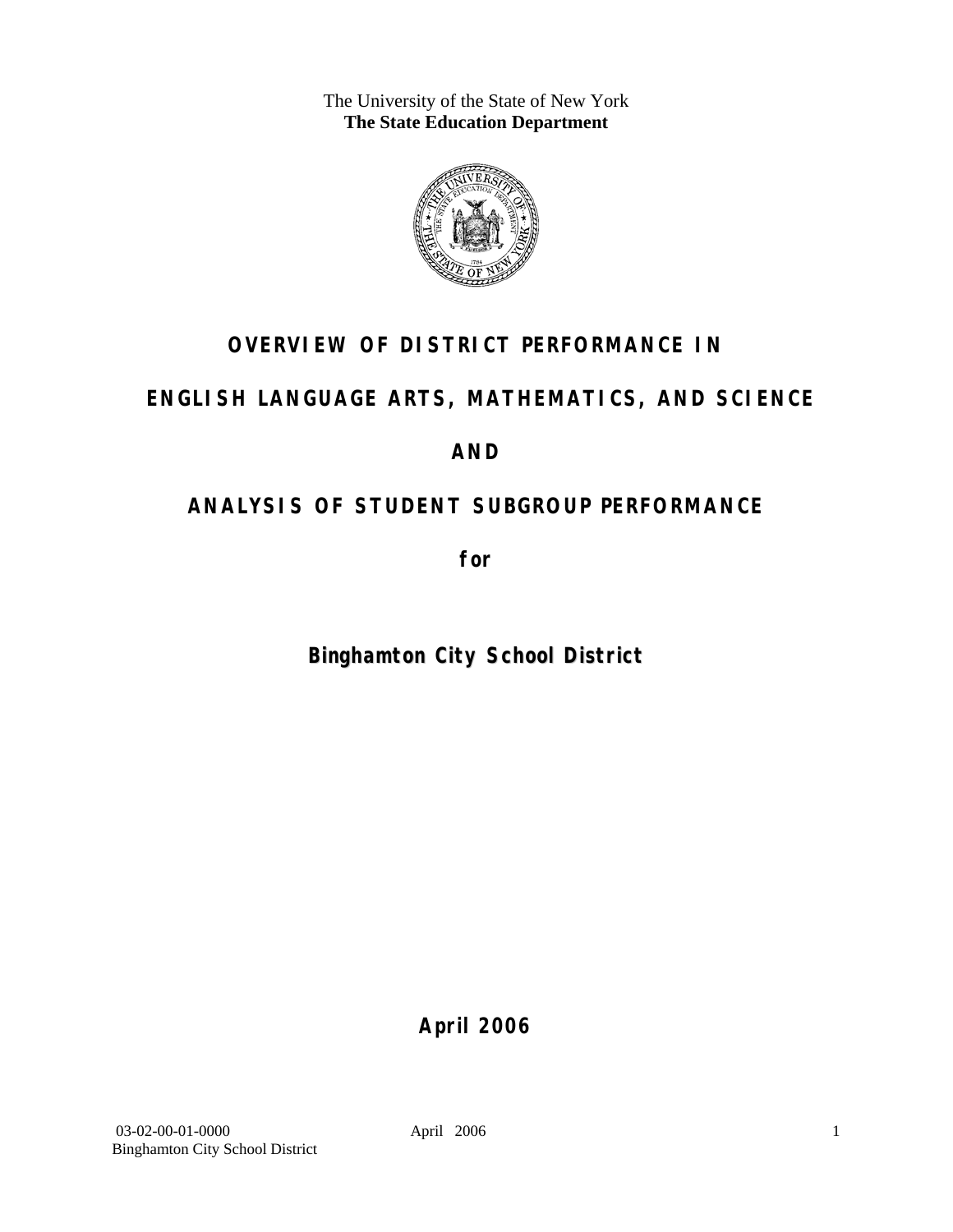The University of the State of New York
**The State Education Department**

# OVERVIEW OF DISTRICT PERFORMANCE IN

# ENGLISH LANGUAGE ARTS, MATHEMATICS, AND SCIENCE

# AND

# ANALYSIS OF STUDENT SUBGROUP PERFORMANCE

**for**

## Binghamton City School District

**April 2006**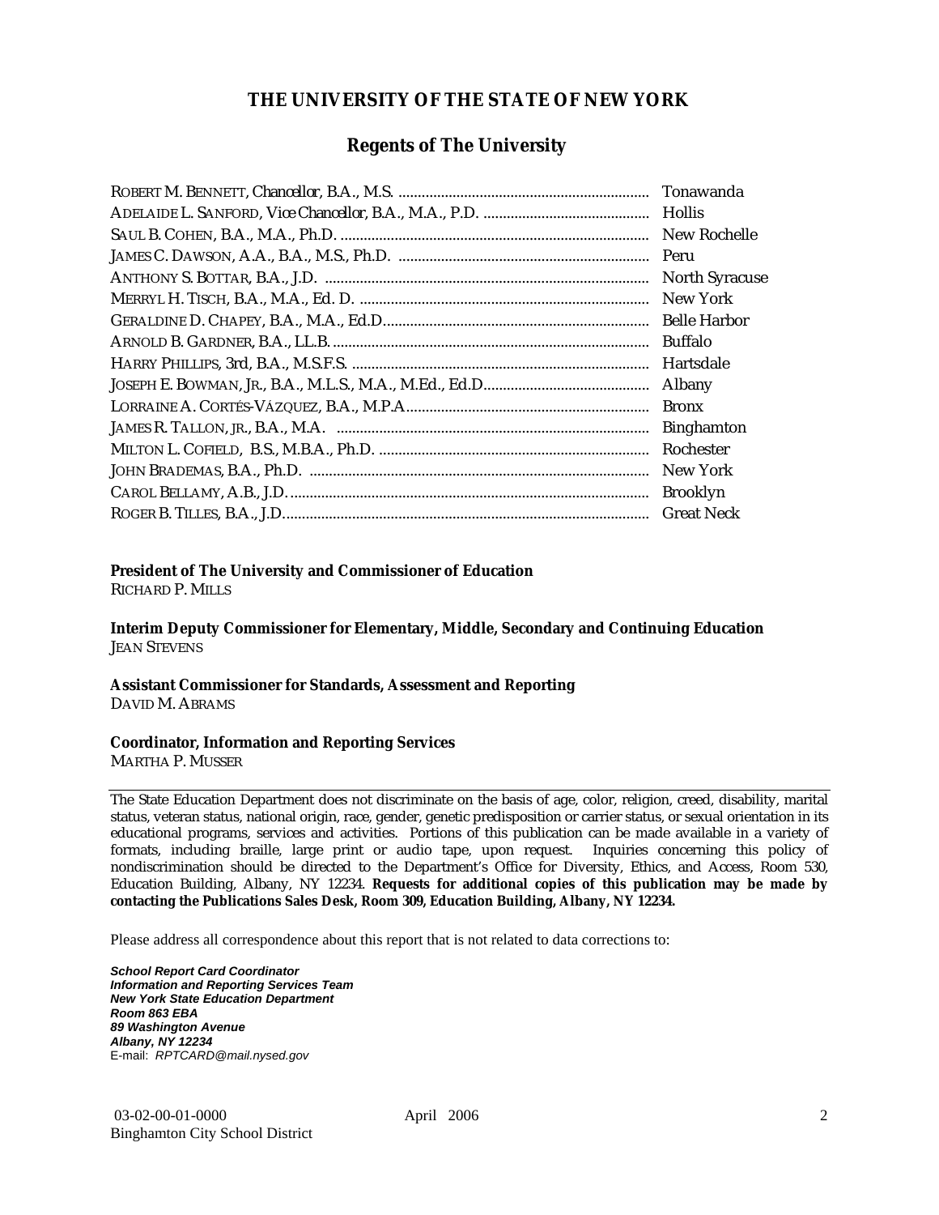# THE UNIVERSITY OF THE STATE OF NEW YORK

## Regents of The University

| | |
|---|---|
| ROBERT M. BENNETT, *Chancellor*, B.A., M.S. | Tonawanda |
| ADELAIDE L. SANFORD, *Vice Chancellor*, B.A., M.A., P.D. | Hollis |
| SAUL B. COHEN, B.A., M.A., Ph.D. | New Rochelle |
| JAMES C. DAWSON, A.A., B.A., M.S., Ph.D. | Peru |
| ANTHONY S. BOTTAR, B.A., J.D. | North Syracuse |
| MERRYL H. TISCH, B.A., M.A., Ed. D. | New York |
| GERALDINE D. CHAPEY, B.A., M.A., Ed.D. | Belle Harbor |
| ARNOLD B. GARDNER, B.A., LL.B. | Buffalo |
| HARRY PHILLIPS, 3rd, B.A., M.S.F.S. | Hartsdale |
| JOSEPH E. BOWMAN, JR., B.A., M.L.S., M.A., M.Ed., Ed.D. | Albany |
| LORRAINE A. CORTÉS-VÁZQUEZ, B.A., M.P.A. | Bronx |
| JAMES R. TALLON, JR., B.A., M.A. | Binghamton |
| MILTON L. COFIELD, B.S., M.B.A., Ph.D. | Rochester |
| JOHN BRADEMAS, B.A., Ph.D. | New York |
| CAROL BELLAMY, A.B., J.D. | Brooklyn |
| ROGER B. TILLES, B.A., J.D. | Great Neck |

**President of The University and Commissioner of Education**
RICHARD P. MILLS

**Interim Deputy Commissioner for Elementary, Middle, Secondary and Continuing Education**
JEAN STEVENS

**Assistant Commissioner for Standards, Assessment and Reporting**
DAVID M. ABRAMS

**Coordinator, Information and Reporting Services**
MARTHA P. MUSSER

---

The State Education Department does not discriminate on the basis of age, color, religion, creed, disability, marital status, veteran status, national origin, race, gender, genetic predisposition or carrier status, or sexual orientation in its educational programs, services and activities. Portions of this publication can be made available in a variety of formats, including braille, large print or audio tape, upon request. Inquiries concerning this policy of nondiscrimination should be directed to the Department's Office for Diversity, Ethics, and Access, Room 530, Education Building, Albany, NY 12234. **Requests for additional copies of this publication may be made by contacting the Publications Sales Desk, Room 309, Education Building, Albany, NY 12234.**

Please address all correspondence about this report that is not related to data corrections to:

***School Report Card Coordinator***
***Information and Reporting Services Team***
***New York State Education Department***
***Room 863 EBA***
***89 Washington Avenue***
***Albany, NY 12234***
E-mail: *RPTCARD@mail.nysed.gov*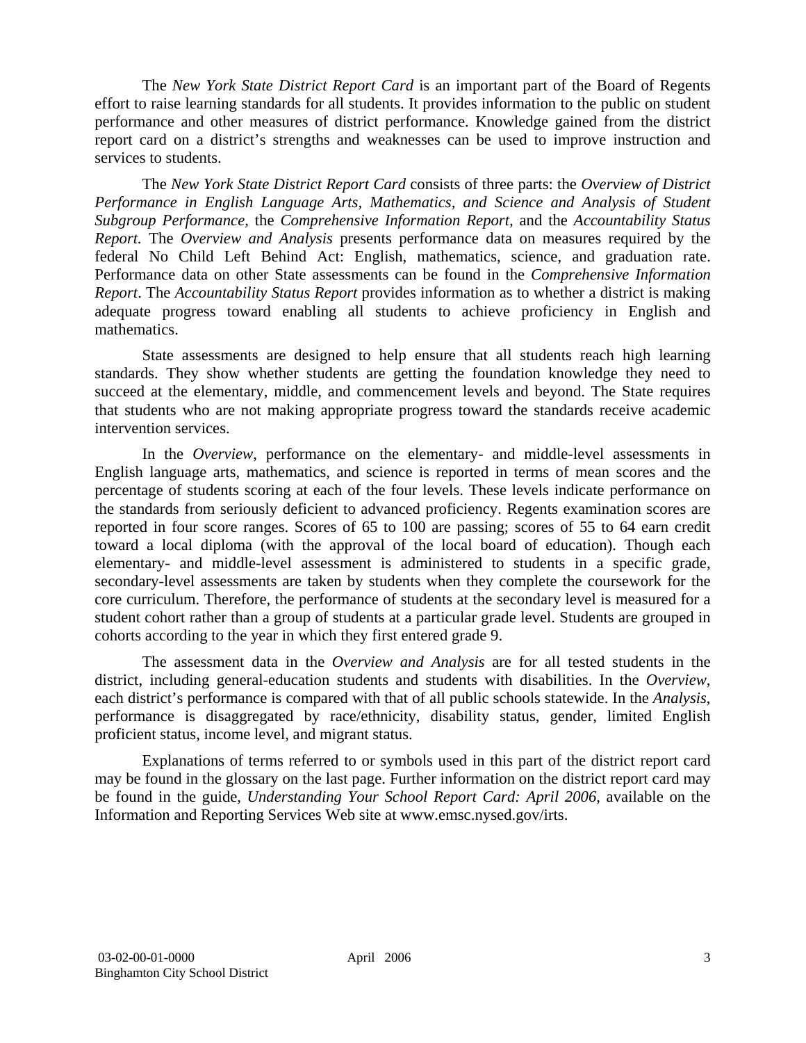The *New York State District Report Card* is an important part of the Board of Regents effort to raise learning standards for all students. It provides information to the public on student performance and other measures of district performance. Knowledge gained from the district report card on a district's strengths and weaknesses can be used to improve instruction and services to students.

The *New York State District Report Card* consists of three parts: the *Overview of District Performance in English Language Arts, Mathematics, and Science and Analysis of Student Subgroup Performance,* the *Comprehensive Information Report,* and the *Accountability Status Report.* The *Overview and Analysis* presents performance data on measures required by the federal No Child Left Behind Act: English, mathematics, science, and graduation rate. Performance data on other State assessments can be found in the *Comprehensive Information Report*. The *Accountability Status Report* provides information as to whether a district is making adequate progress toward enabling all students to achieve proficiency in English and mathematics.

State assessments are designed to help ensure that all students reach high learning standards. They show whether students are getting the foundation knowledge they need to succeed at the elementary, middle, and commencement levels and beyond. The State requires that students who are not making appropriate progress toward the standards receive academic intervention services.

In the *Overview*, performance on the elementary- and middle-level assessments in English language arts, mathematics, and science is reported in terms of mean scores and the percentage of students scoring at each of the four levels. These levels indicate performance on the standards from seriously deficient to advanced proficiency. Regents examination scores are reported in four score ranges. Scores of 65 to 100 are passing; scores of 55 to 64 earn credit toward a local diploma (with the approval of the local board of education). Though each elementary- and middle-level assessment is administered to students in a specific grade, secondary-level assessments are taken by students when they complete the coursework for the core curriculum. Therefore, the performance of students at the secondary level is measured for a student cohort rather than a group of students at a particular grade level. Students are grouped in cohorts according to the year in which they first entered grade 9.

The assessment data in the *Overview and Analysis* are for all tested students in the district, including general-education students and students with disabilities. In the *Overview*, each district's performance is compared with that of all public schools statewide. In the *Analysis*, performance is disaggregated by race/ethnicity, disability status, gender, limited English proficient status, income level, and migrant status.

Explanations of terms referred to or symbols used in this part of the district report card may be found in the glossary on the last page. Further information on the district report card may be found in the guide, *Understanding Your School Report Card: April 2006*, available on the Information and Reporting Services Web site at www.emsc.nysed.gov/irts.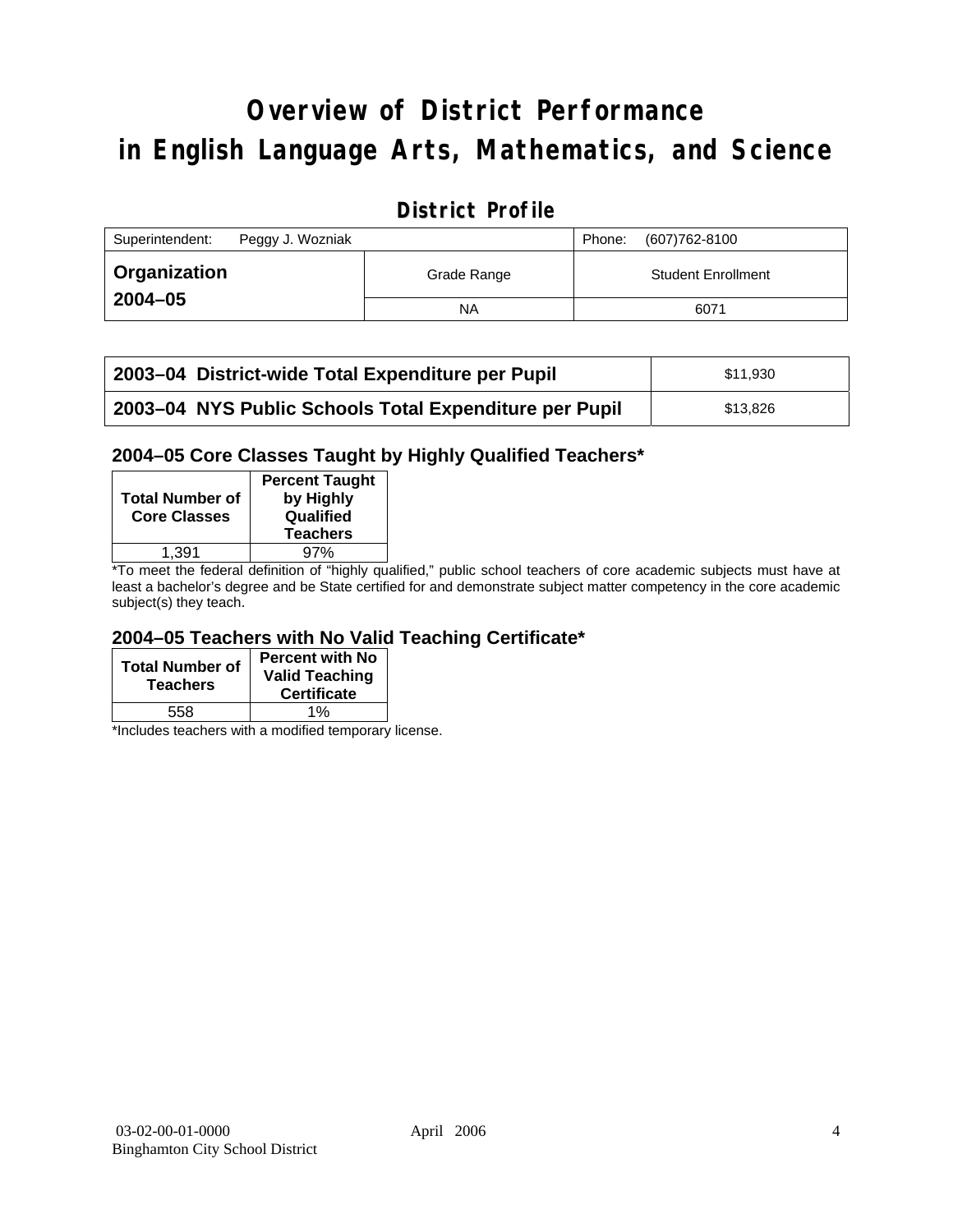# Overview of District Performance in English Language Arts, Mathematics, and Science

## District Profile

| Superintendent: Peggy J. Wozniak | | Phone: (607)762-8100 |
|---|---|---|
| **Organization 2004–05** | Grade Range | Student Enrollment |
| | NA | 6071 |

| | |
|---|---|
| **2003–04 District-wide Total Expenditure per Pupil** | $11,930 |
| **2003–04 NYS Public Schools Total Expenditure per Pupil** | $13,826 |

### 2004–05 Core Classes Taught by Highly Qualified Teachers*

| Total Number of Core Classes | Percent Taught by Highly Qualified Teachers |
|---|---|
| 1,391 | 97% |

*To meet the federal definition of "highly qualified," public school teachers of core academic subjects must have at least a bachelor's degree and be State certified for and demonstrate subject matter competency in the core academic subject(s) they teach.

### 2004–05 Teachers with No Valid Teaching Certificate*

| Total Number of Teachers | Percent with No Valid Teaching Certificate |
|---|---|
| 558 | 1% |

*Includes teachers with a modified temporary license.

03-02-00-01-0000 April 2006
Binghamton City School District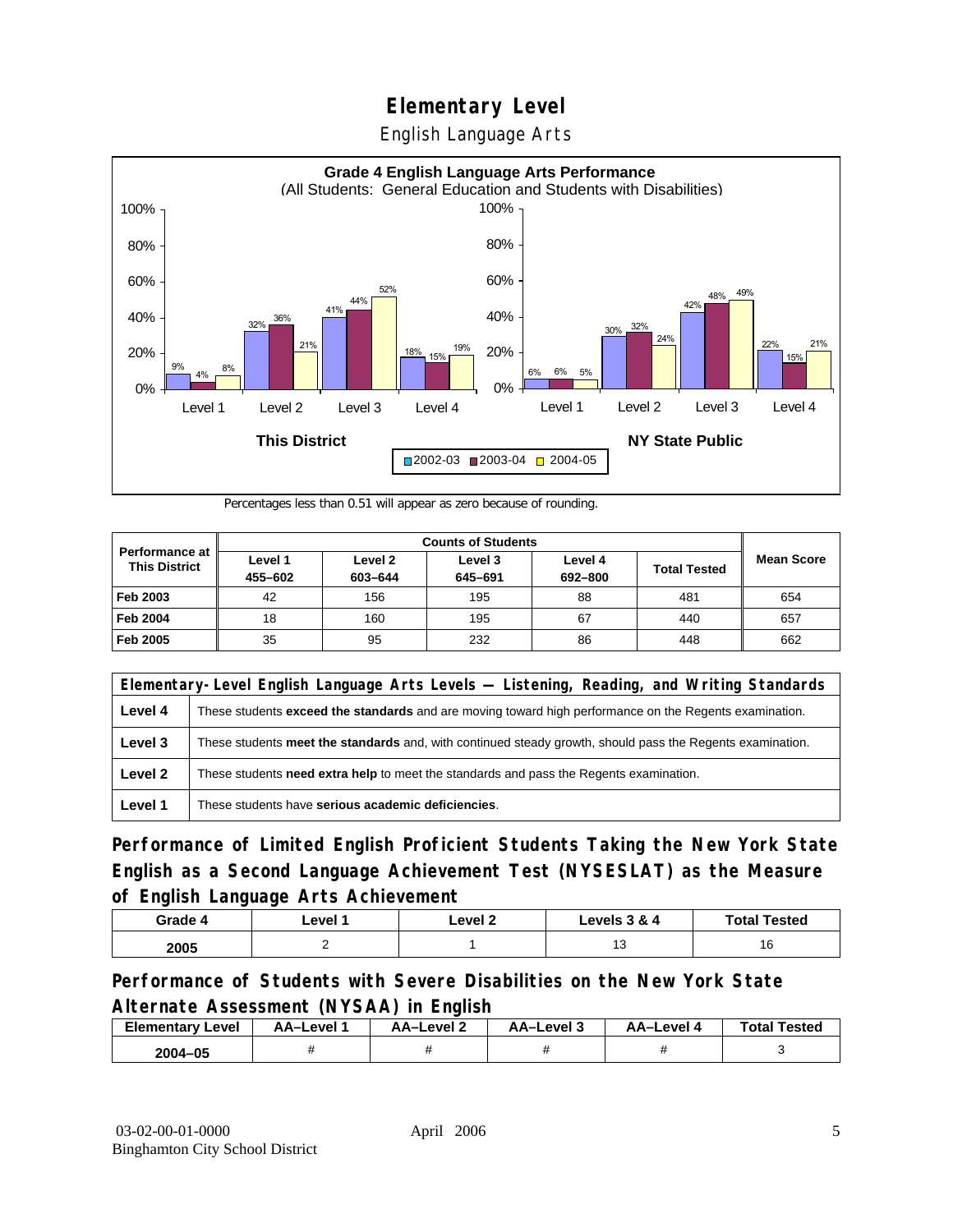# Elementary Level

English Language Arts

**Grade 4 English Language Arts Performance**
(All Students: General Education and Students with Disabilities)

| | Level 1 | Level 2 | Level 3 | Level 4 |
|---|---|---|---|---|
| **This District** 2002-03 | 9% | 32% | 41% | 18% |
| **This District** 2003-04 | 4% | 36% | 44% | 15% |
| **This District** 2004-05 | 8% | 21% | 52% | 19% |
| **NY State Public** 2002-03 | 6% | 30% | 42% | 22% |
| **NY State Public** 2003-04 | 6% | 32% | 48% | 15% |
| **NY State Public** 2004-05 | 5% | 24% | 49% | 21% |

Percentages less than 0.51 will appear as zero because of rounding.

| Performance at This District | Counts of Students | | | | | Mean Score |
|---|---|---|---|---|---|---|
| | Level 1 455–602 | Level 2 603–644 | Level 3 645–691 | Level 4 692–800 | Total Tested | |
| **Feb 2003** | 42 | 156 | 195 | 88 | 481 | 654 |
| **Feb 2004** | 18 | 160 | 195 | 67 | 440 | 657 |
| **Feb 2005** | 35 | 95 | 232 | 86 | 448 | 662 |

| Elementary-Level English Language Arts Levels — Listening, Reading, and Writing Standards | |
|---|---|
| **Level 4** | These students **exceed the standards** and are moving toward high performance on the Regents examination. |
| **Level 3** | These students **meet the standards** and, with continued steady growth, should pass the Regents examination. |
| **Level 2** | These students **need extra help** to meet the standards and pass the Regents examination. |
| **Level 1** | These students have **serious academic deficiencies**. |

## Performance of Limited English Proficient Students Taking the New York State English as a Second Language Achievement Test (NYSESLAT) as the Measure of English Language Arts Achievement

| Grade 4 | Level 1 | Level 2 | Levels 3 & 4 | Total Tested |
|---|---|---|---|---|
| 2005 | 2 | 1 | 13 | 16 |

## Performance of Students with Severe Disabilities on the New York State Alternate Assessment (NYSAA) in English

| Elementary Level | AA–Level 1 | AA–Level 2 | AA–Level 3 | AA–Level 4 | Total Tested |
|---|---|---|---|---|---|
| 2004–05 | # | # | # | # | 3 |

03-02-00-01-0000
Binghamton City School District

April 2006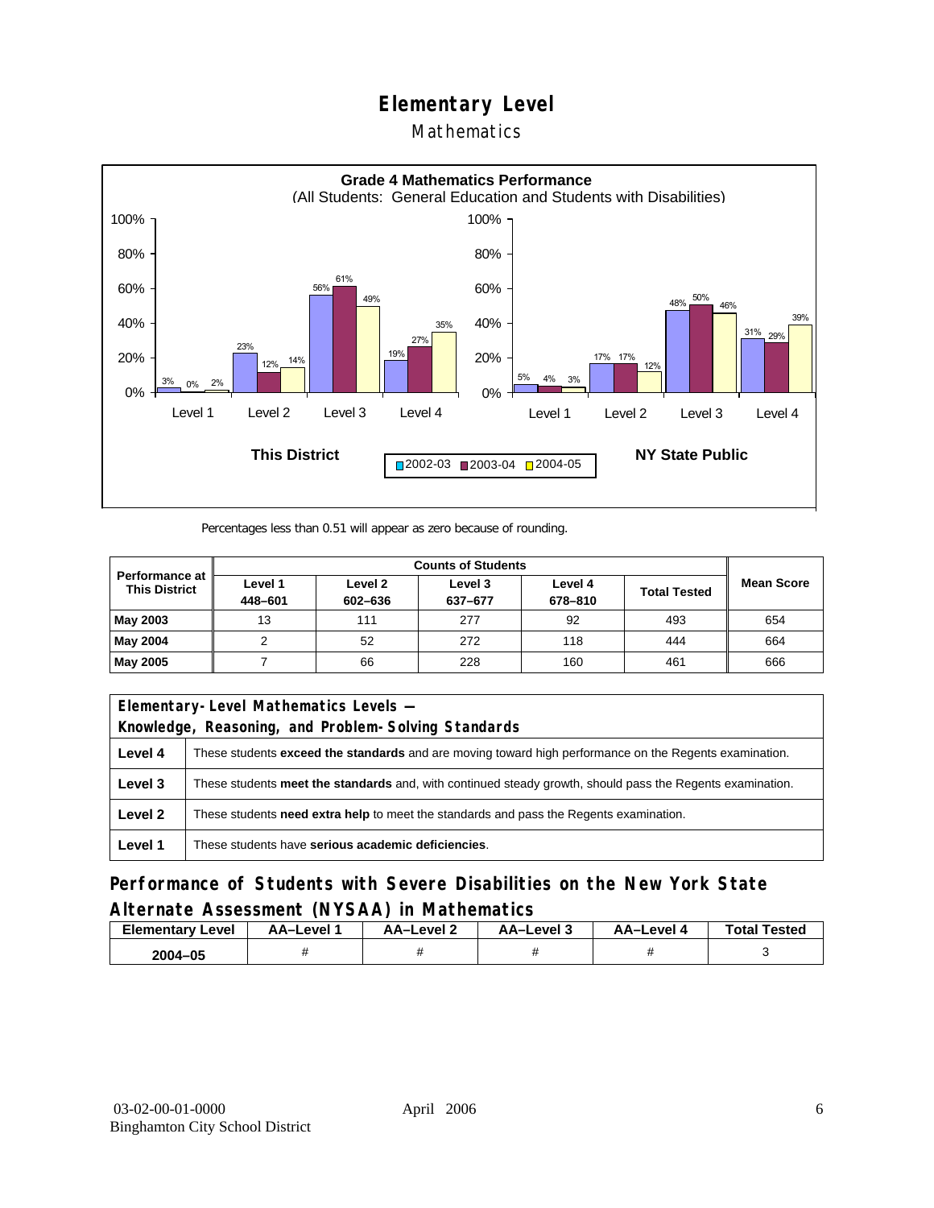# Elementary Level

## Mathematics

**Grade 4 Mathematics Performance**
(All Students: General Education and Students with Disabilities)

| | This District 2002-03 | This District 2003-04 | This District 2004-05 | NY State Public 2002-03 | NY State Public 2003-04 | NY State Public 2004-05 |
|---|---|---|---|---|---|---|
| Level 1 | 3% | 0% | 2% | 5% | 4% | 3% |
| Level 2 | 23% | 12% | 14% | 17% | 17% | 12% |
| Level 3 | 56% | 61% | 49% | 48% | 50% | 46% |
| Level 4 | 19% | 27% | 35% | 31% | 29% | 39% |

Percentages less than 0.51 will appear as zero because of rounding.

| Performance at This District | Counts of Students | | | | | Mean Score |
|---|---|---|---|---|---|---|
| | Level 1 448–601 | Level 2 602–636 | Level 3 637–677 | Level 4 678–810 | Total Tested | |
| **May 2003** | 13 | 111 | 277 | 92 | 493 | 654 |
| **May 2004** | 2 | 52 | 272 | 118 | 444 | 664 |
| **May 2005** | 7 | 66 | 228 | 160 | 461 | 666 |

| Elementary-Level Mathematics Levels — Knowledge, Reasoning, and Problem-Solving Standards | |
|---|---|
| **Level 4** | These students **exceed the standards** and are moving toward high performance on the Regents examination. |
| **Level 3** | These students **meet the standards** and, with continued steady growth, should pass the Regents examination. |
| **Level 2** | These students **need extra help** to meet the standards and pass the Regents examination. |
| **Level 1** | These students have **serious academic deficiencies**. |

### Performance of Students with Severe Disabilities on the New York State Alternate Assessment (NYSAA) in Mathematics

| Elementary Level | AA–Level 1 | AA–Level 2 | AA–Level 3 | AA–Level 4 | Total Tested |
|---|---|---|---|---|---|
| 2004–05 | # | # | # | # | 3 |

03-02-00-01-0000
Binghamton City School District

April 2006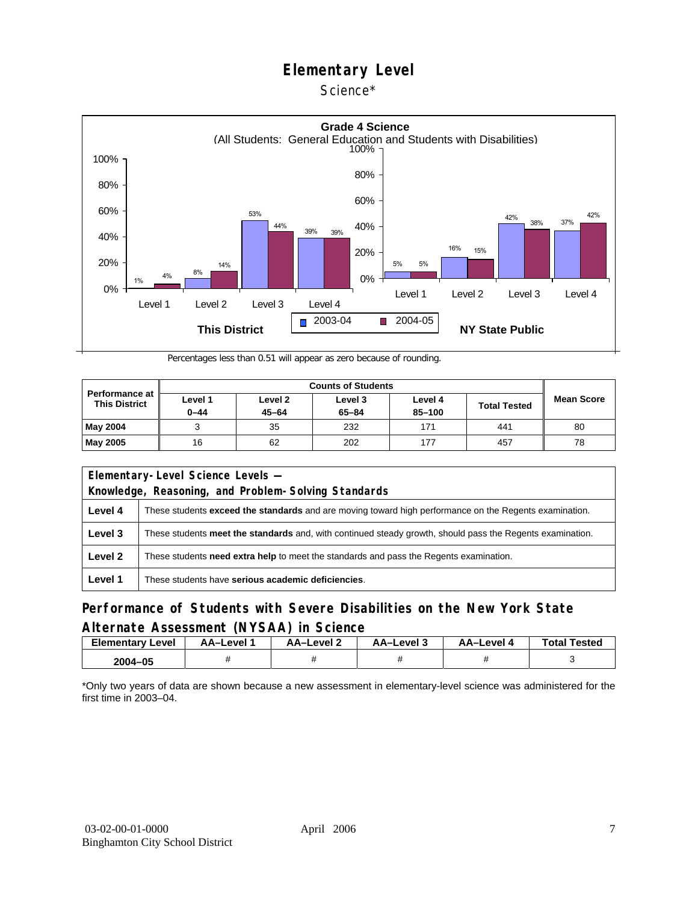# Elementary Level

Science*

**Grade 4 Science**
(All Students: General Education and Students with Disabilities)

| | This District 2003-04 | This District 2004-05 | NY State Public 2003-04 | NY State Public 2004-05 |
|---|---|---|---|---|
| Level 1 | 1% | 4% | 5% | 5% |
| Level 2 | 8% | 14% | 16% | 15% |
| Level 3 | 53% | 44% | 42% | 38% |
| Level 4 | 39% | 39% | 37% | 42% |

Percentages less than 0.51 will appear as zero because of rounding.

| Performance at This District | Counts of Students | | | | | Mean Score |
|---|---|---|---|---|---|---|
| | Level 1 0–44 | Level 2 45–64 | Level 3 65–84 | Level 4 85–100 | Total Tested | |
| **May 2004** | 3 | 35 | 232 | 171 | 441 | 80 |
| **May 2005** | 16 | 62 | 202 | 177 | 457 | 78 |

| Elementary-Level Science Levels — Knowledge, Reasoning, and Problem-Solving Standards | |
|---|---|
| **Level 4** | These students **exceed the standards** and are moving toward high performance on the Regents examination. |
| **Level 3** | These students **meet the standards** and, with continued steady growth, should pass the Regents examination. |
| **Level 2** | These students **need extra help** to meet the standards and pass the Regents examination. |
| **Level 1** | These students have **serious academic deficiencies**. |

## Performance of Students with Severe Disabilities on the New York State Alternate Assessment (NYSAA) in Science

| Elementary Level | AA–Level 1 | AA–Level 2 | AA–Level 3 | AA–Level 4 | Total Tested |
|---|---|---|---|---|---|
| **2004–05** | # | # | # | # | 3 |

*Only two years of data are shown because a new assessment in elementary-level science was administered for the first time in 2003–04.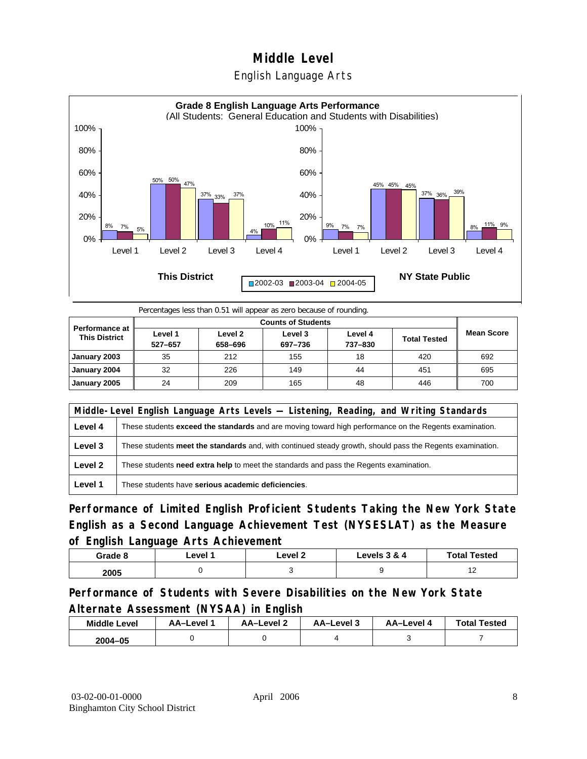# Middle Level

## English Language Arts

**Grade 8 English Language Arts Performance**
(All Students: General Education and Students with Disabilities)

| | This District 2002-03 | This District 2003-04 | This District 2004-05 | NY State Public 2002-03 | NY State Public 2003-04 | NY State Public 2004-05 |
|---|---|---|---|---|---|---|
| Level 1 | 8% | 7% | 5% | 9% | 7% | 7% |
| Level 2 | 50% | 50% | 47% | 45% | 45% | 45% |
| Level 3 | 37% | 33% | 37% | 37% | 36% | 39% |
| Level 4 | 4% | 10% | 11% | 8% | 11% | 9% |

Percentages less than 0.51 will appear as zero because of rounding.

| Performance at This District | Counts of Students | | | | | Mean Score |
|---|---|---|---|---|---|---|
| | Level 1 527–657 | Level 2 658–696 | Level 3 697–736 | Level 4 737–830 | Total Tested | |
| January 2003 | 35 | 212 | 155 | 18 | 420 | 692 |
| January 2004 | 32 | 226 | 149 | 44 | 451 | 695 |
| January 2005 | 24 | 209 | 165 | 48 | 446 | 700 |

| Middle-Level English Language Arts Levels — Listening, Reading, and Writing Standards | |
|---|---|
| Level 4 | These students **exceed the standards** and are moving toward high performance on the Regents examination. |
| Level 3 | These students **meet the standards** and, with continued steady growth, should pass the Regents examination. |
| Level 2 | These students **need extra help** to meet the standards and pass the Regents examination. |
| Level 1 | These students have **serious academic deficiencies**. |

### Performance of Limited English Proficient Students Taking the New York State English as a Second Language Achievement Test (NYSESLAT) as the Measure of English Language Arts Achievement

| Grade 8 | Level 1 | Level 2 | Levels 3 & 4 | Total Tested |
|---|---|---|---|---|
| 2005 | 0 | 3 | 9 | 12 |

### Performance of Students with Severe Disabilities on the New York State Alternate Assessment (NYSAA) in English

| Middle Level | AA–Level 1 | AA–Level 2 | AA–Level 3 | AA–Level 4 | Total Tested |
|---|---|---|---|---|---|
| 2004–05 | 0 | 0 | 4 | 3 | 7 |

03-02-00-01-0000
Binghamton City School District

April 2006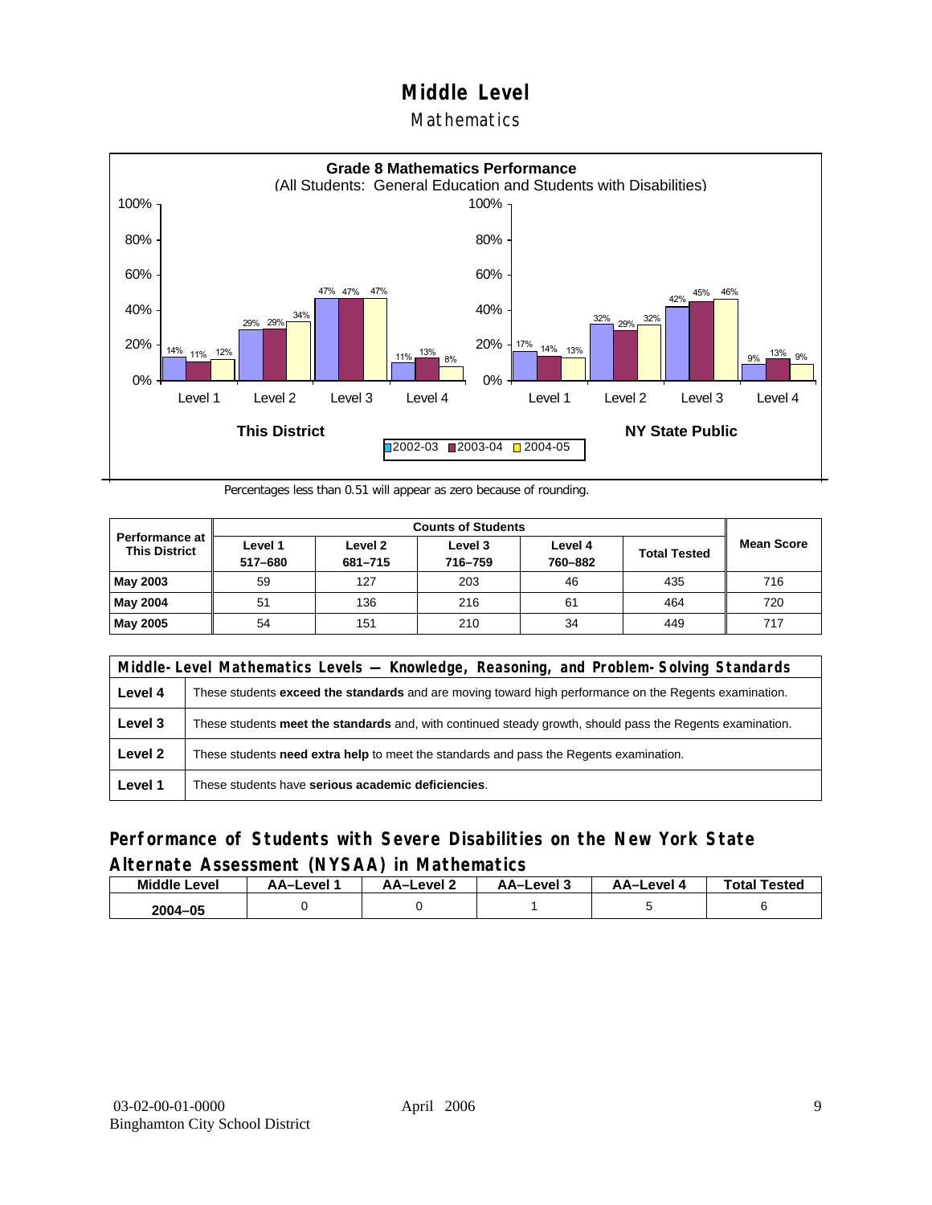# Middle Level

## Mathematics

**Grade 8 Mathematics Performance**
(All Students: General Education and Students with Disabilities)

| | This District 2002-03 | This District 2003-04 | This District 2004-05 | NY State Public 2002-03 | NY State Public 2003-04 | NY State Public 2004-05 |
|---|---|---|---|---|---|---|
| Level 1 | 14% | 11% | 12% | 17% | 14% | 13% |
| Level 2 | 29% | 29% | 34% | 32% | 29% | 32% |
| Level 3 | 47% | 47% | 47% | 42% | 45% | 46% |
| Level 4 | 11% | 13% | 8% | 9% | 13% | 9% |

Percentages less than 0.51 will appear as zero because of rounding.

| Performance at This District | Counts of Students | | | | | Mean Score |
|---|---|---|---|---|---|---|
| | Level 1 517–680 | Level 2 681–715 | Level 3 716–759 | Level 4 760–882 | Total Tested | |
| **May 2003** | 59 | 127 | 203 | 46 | 435 | 716 |
| **May 2004** | 51 | 136 | 216 | 61 | 464 | 720 |
| **May 2005** | 54 | 151 | 210 | 34 | 449 | 717 |

| Middle-Level Mathematics Levels — Knowledge, Reasoning, and Problem-Solving Standards | |
|---|---|
| **Level 4** | These students **exceed the standards** and are moving toward high performance on the Regents examination. |
| **Level 3** | These students **meet the standards** and, with continued steady growth, should pass the Regents examination. |
| **Level 2** | These students **need extra help** to meet the standards and pass the Regents examination. |
| **Level 1** | These students have **serious academic deficiencies**. |

## Performance of Students with Severe Disabilities on the New York State Alternate Assessment (NYSAA) in Mathematics

| Middle Level | AA–Level 1 | AA–Level 2 | AA–Level 3 | AA–Level 4 | Total Tested |
|---|---|---|---|---|---|
| 2004–05 | 0 | 0 | 1 | 5 | 6 |

03-02-00-01-0000
Binghamton City School District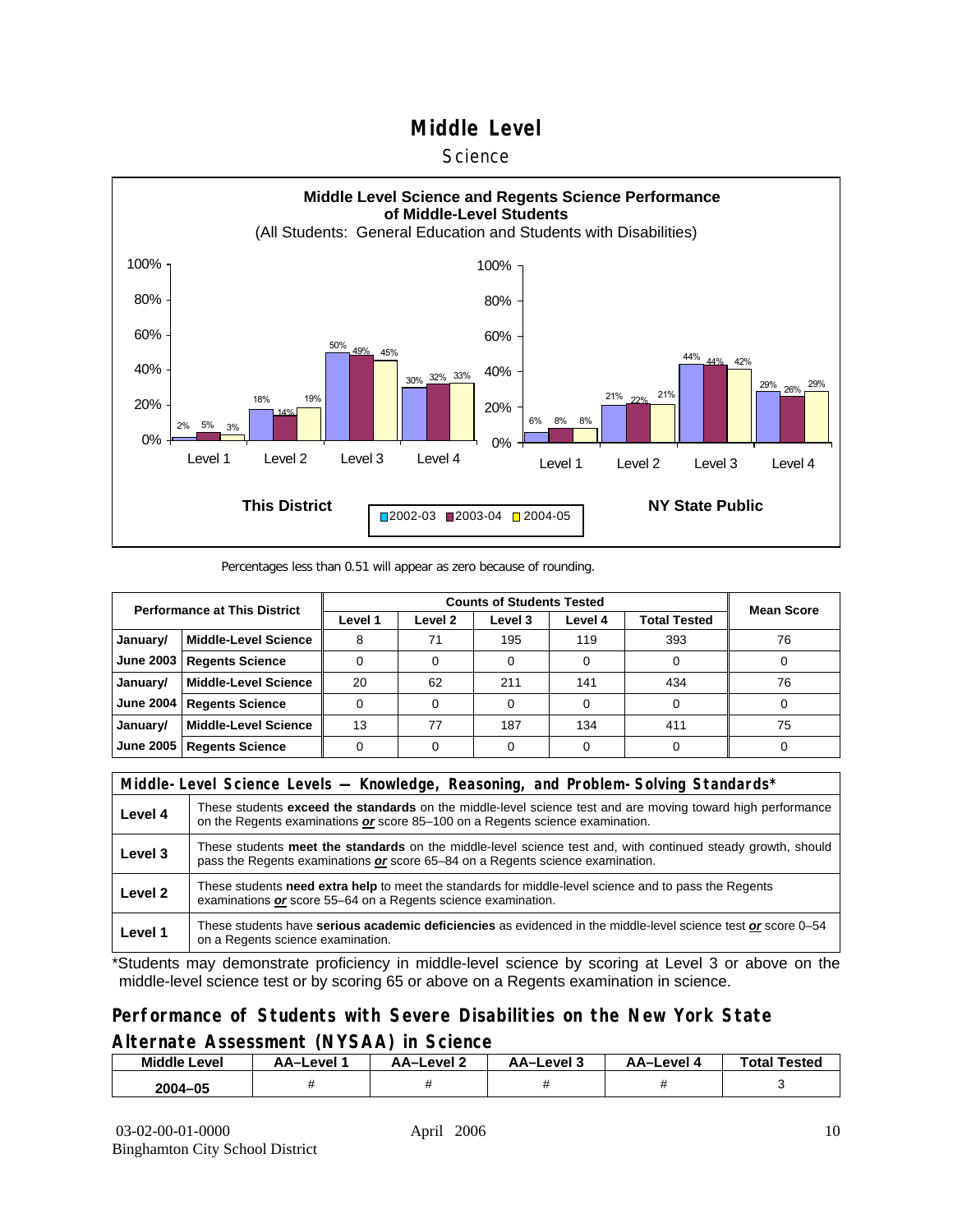# Middle Level

Science

**Middle Level Science and Regents Science Performance of Middle-Level Students**
(All Students: General Education and Students with Disabilities)

**This District**

| | 2002-03 | 2003-04 | 2004-05 |
|---|---|---|---|
| Level 1 | 2% | 5% | 3% |
| Level 2 | 18% | 14% | 19% |
| Level 3 | 50% | 49% | 45% |
| Level 4 | 30% | 32% | 33% |

**NY State Public**

| | 2002-03 | 2003-04 | 2004-05 |
|---|---|---|---|
| Level 1 | 6% | 8% | 8% |
| Level 2 | 21% | 22% | 21% |
| Level 3 | 44% | 44% | 42% |
| Level 4 | 29% | 26% | 29% |

Percentages less than 0.51 will appear as zero because of rounding.

| Performance at This District | | Counts of Students Tested | | | | | Mean Score |
|---|---|---|---|---|---|---|---|
| | | Level 1 | Level 2 | Level 3 | Level 4 | Total Tested | |
| January/ | Middle-Level Science | 8 | 71 | 195 | 119 | 393 | 76 |
| June 2003 | Regents Science | 0 | 0 | 0 | 0 | 0 | 0 |
| January/ | Middle-Level Science | 20 | 62 | 211 | 141 | 434 | 76 |
| June 2004 | Regents Science | 0 | 0 | 0 | 0 | 0 | 0 |
| January/ | Middle-Level Science | 13 | 77 | 187 | 134 | 411 | 75 |
| June 2005 | Regents Science | 0 | 0 | 0 | 0 | 0 | 0 |

| Middle-Level Science Levels — Knowledge, Reasoning, and Problem-Solving Standards* | |
|---|---|
| Level 4 | These students **exceed the standards** on the middle-level science test and are moving toward high performance on the Regents examinations ***or*** score 85–100 on a Regents science examination. |
| Level 3 | These students **meet the standards** on the middle-level science test and, with continued steady growth, should pass the Regents examinations ***or*** score 65–84 on a Regents science examination. |
| Level 2 | These students **need extra help** to meet the standards for middle-level science and to pass the Regents examinations ***or*** score 55–64 on a Regents science examination. |
| Level 1 | These students have **serious academic deficiencies** as evidenced in the middle-level science test ***or*** score 0–54 on a Regents science examination. |

*Students may demonstrate proficiency in middle-level science by scoring at Level 3 or above on the middle-level science test or by scoring 65 or above on a Regents examination in science.

## Performance of Students with Severe Disabilities on the New York State Alternate Assessment (NYSAA) in Science

| Middle Level | AA–Level 1 | AA–Level 2 | AA–Level 3 | AA–Level 4 | Total Tested |
|---|---|---|---|---|---|
| 2004–05 | # | # | # | # | 3 |

03-02-00-01-0000
Binghamton City School District

April 2006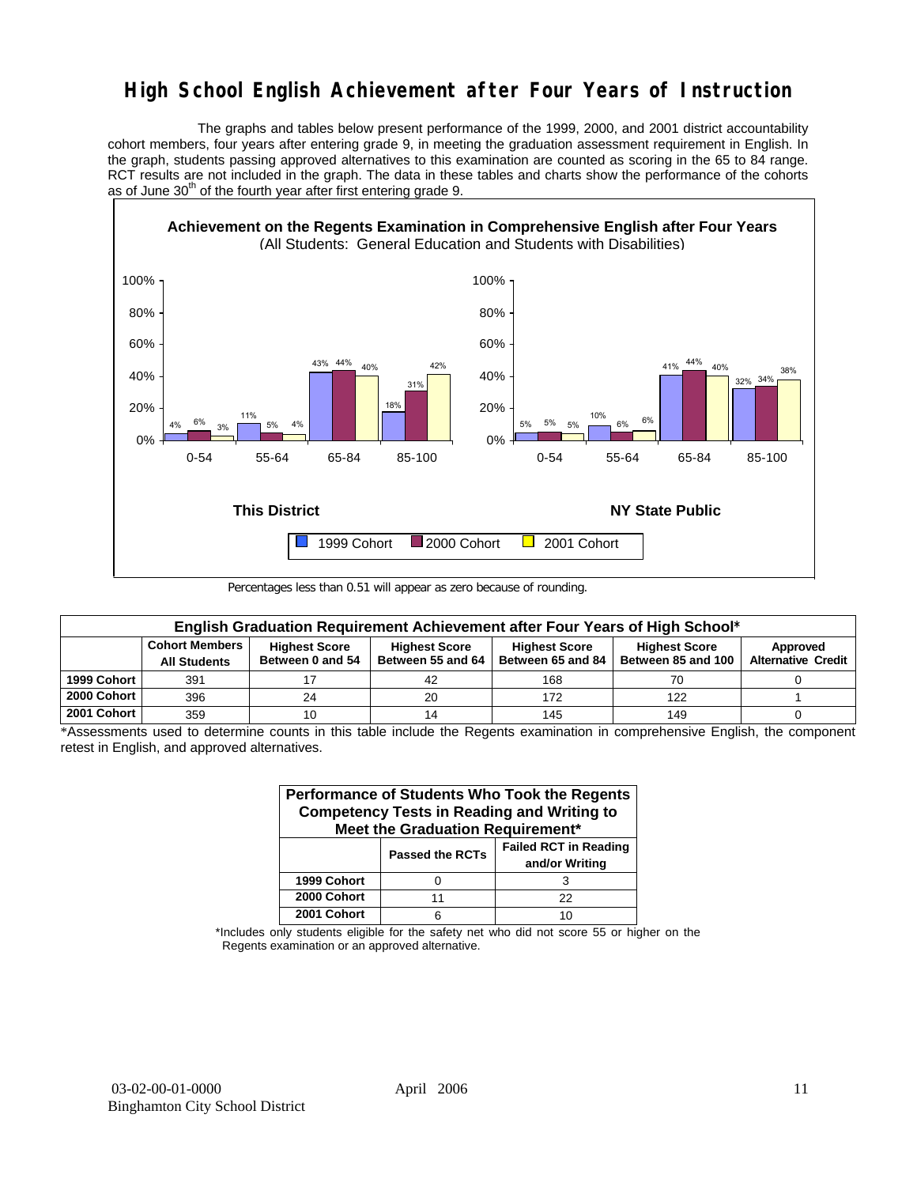# High School English Achievement after Four Years of Instruction

The graphs and tables below present performance of the 1999, 2000, and 2001 district accountability cohort members, four years after entering grade 9, in meeting the graduation assessment requirement in English. In the graph, students passing approved alternatives to this examination are counted as scoring in the 65 to 84 range. RCT results are not included in the graph. The data in these tables and charts show the performance of the cohorts as of June 30th of the fourth year after first entering grade 9.

**Achievement on the Regents Examination in Comprehensive English after Four Years**
(All Students: General Education and Students with Disabilities)

**This District**

| Score Range | 1999 Cohort | 2000 Cohort | 2001 Cohort |
|---|---|---|---|
| 0-54 | 4% | 6% | 3% |
| 55-64 | 11% | 5% | 4% |
| 65-84 | 43% | 44% | 40% |
| 85-100 | 18% | 31% | 42% |

**NY State Public**

| Score Range | 1999 Cohort | 2000 Cohort | 2001 Cohort |
|---|---|---|---|
| 0-54 | 5% | 5% | 5% |
| 55-64 | 10% | 6% | 6% |
| 65-84 | 41% | 44% | 40% |
| 85-100 | 32% | 34% | 38% |

Percentages less than 0.51 will appear as zero because of rounding.

**English Graduation Requirement Achievement after Four Years of High School***

| | Cohort Members All Students | Highest Score Between 0 and 54 | Highest Score Between 55 and 64 | Highest Score Between 65 and 84 | Highest Score Between 85 and 100 | Approved Alternative Credit |
|---|---|---|---|---|---|---|
| 1999 Cohort | 391 | 17 | 42 | 168 | 70 | 0 |
| 2000 Cohort | 396 | 24 | 20 | 172 | 122 | 1 |
| 2001 Cohort | 359 | 10 | 14 | 145 | 149 | 0 |

*Assessments used to determine counts in this table include the Regents examination in comprehensive English, the component retest in English, and approved alternatives.

**Performance of Students Who Took the Regents Competency Tests in Reading and Writing to Meet the Graduation Requirement***

| | Passed the RCTs | Failed RCT in Reading and/or Writing |
|---|---|---|
| 1999 Cohort | 0 | 3 |
| 2000 Cohort | 11 | 22 |
| 2001 Cohort | 6 | 10 |

*Includes only students eligible for the safety net who did not score 55 or higher on the Regents examination or an approved alternative.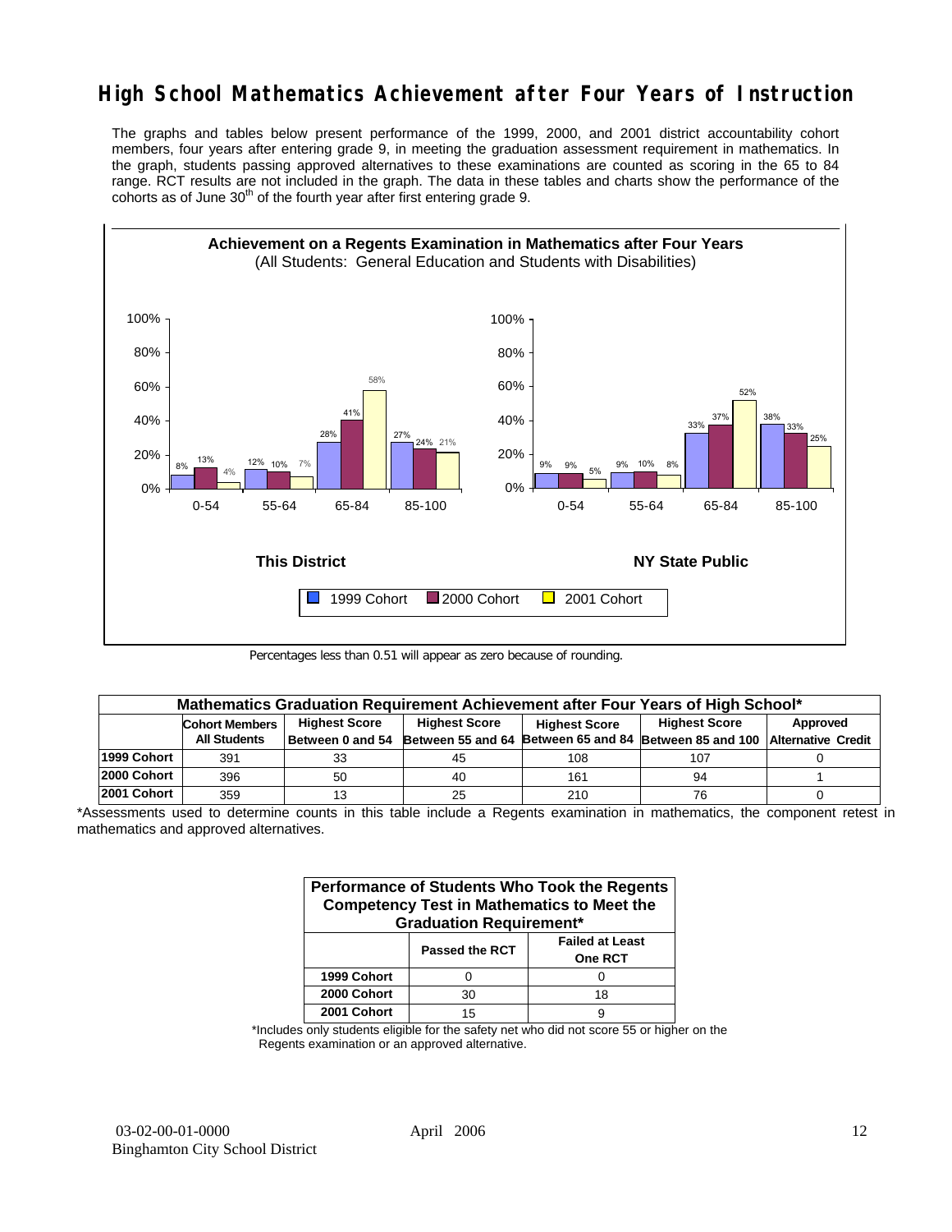# High School Mathematics Achievement after Four Years of Instruction

The graphs and tables below present performance of the 1999, 2000, and 2001 district accountability cohort members, four years after entering grade 9, in meeting the graduation assessment requirement in mathematics. In the graph, students passing approved alternatives to these examinations are counted as scoring in the 65 to 84 range. RCT results are not included in the graph. The data in these tables and charts show the performance of the cohorts as of June 30th of the fourth year after first entering grade 9.

**Achievement on a Regents Examination in Mathematics after Four Years**
(All Students: General Education and Students with Disabilities)

**This District**

| Score Range | 1999 Cohort | 2000 Cohort | 2001 Cohort |
|---|---|---|---|
| 0-54 | 8% | 13% | 4% |
| 55-64 | 12% | 10% | 7% |
| 65-84 | 28% | 41% | 58% |
| 85-100 | 27% | 24% | 21% |

**NY State Public**

| Score Range | 1999 Cohort | 2000 Cohort | 2001 Cohort |
|---|---|---|---|
| 0-54 | 9% | 9% | 5% |
| 55-64 | 9% | 10% | 8% |
| 65-84 | 33% | 37% | 52% |
| 85-100 | 38% | 33% | 25% |

Percentages less than 0.51 will appear as zero because of rounding.

| Mathematics Graduation Requirement Achievement after Four Years of High School* | | | | | | |
|---|---|---|---|---|---|---|
| | Cohort Members All Students | Highest Score Between 0 and 54 | Highest Score Between 55 and 64 | Highest Score Between 65 and 84 | Highest Score Between 85 and 100 | Approved Alternative Credit |
| 1999 Cohort | 391 | 33 | 45 | 108 | 107 | 0 |
| 2000 Cohort | 396 | 50 | 40 | 161 | 94 | 1 |
| 2001 Cohort | 359 | 13 | 25 | 210 | 76 | 0 |

*Assessments used to determine counts in this table include a Regents examination in mathematics, the component retest in mathematics and approved alternatives.

| Performance of Students Who Took the Regents Competency Test in Mathematics to Meet the Graduation Requirement* | | |
|---|---|---|
| | Passed the RCT | Failed at Least One RCT |
| 1999 Cohort | 0 | 0 |
| 2000 Cohort | 30 | 18 |
| 2001 Cohort | 15 | 9 |

*Includes only students eligible for the safety net who did not score 55 or higher on the Regents examination or an approved alternative.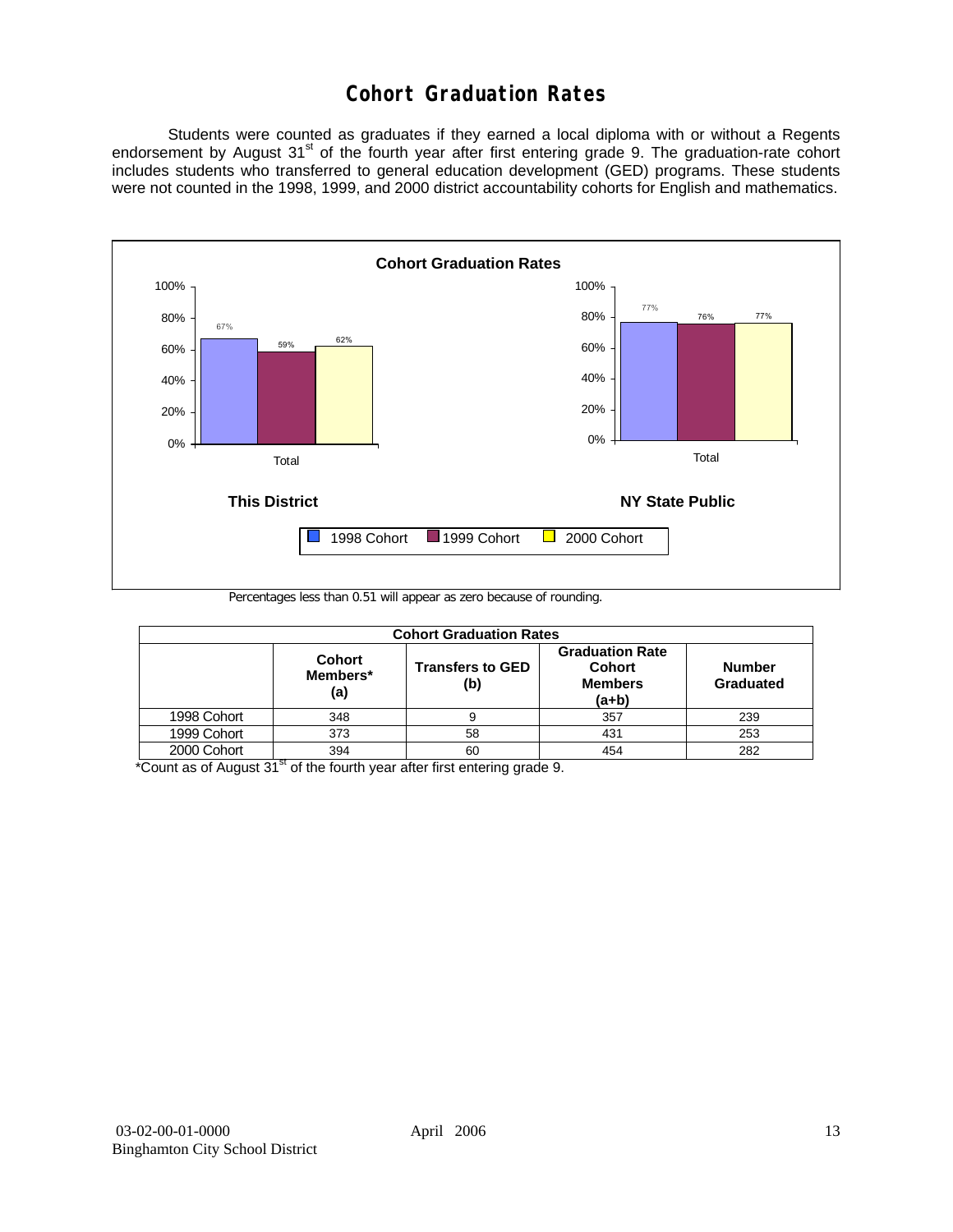# Cohort Graduation Rates

Students were counted as graduates if they earned a local diploma with or without a Regents endorsement by August 31st of the fourth year after first entering grade 9. The graduation-rate cohort includes students who transferred to general education development (GED) programs. These students were not counted in the 1998, 1999, and 2000 district accountability cohorts for English and mathematics.

**Cohort Graduation Rates**

| | 1998 Cohort | 1999 Cohort | 2000 Cohort |
|---|---|---|---|
| This District (Total) | 67% | 59% | 62% |
| NY State Public (Total) | 77% | 76% | 77% |

Percentages less than 0.51 will appear as zero because of rounding.

| Cohort Graduation Rates | | | | |
|---|---|---|---|---|
| | Cohort Members* (a) | Transfers to GED (b) | Graduation Rate Cohort Members (a+b) | Number Graduated |
| 1998 Cohort | 348 | 9 | 357 | 239 |
| 1999 Cohort | 373 | 58 | 431 | 253 |
| 2000 Cohort | 394 | 60 | 454 | 282 |

*Count as of August 31st of the fourth year after first entering grade 9.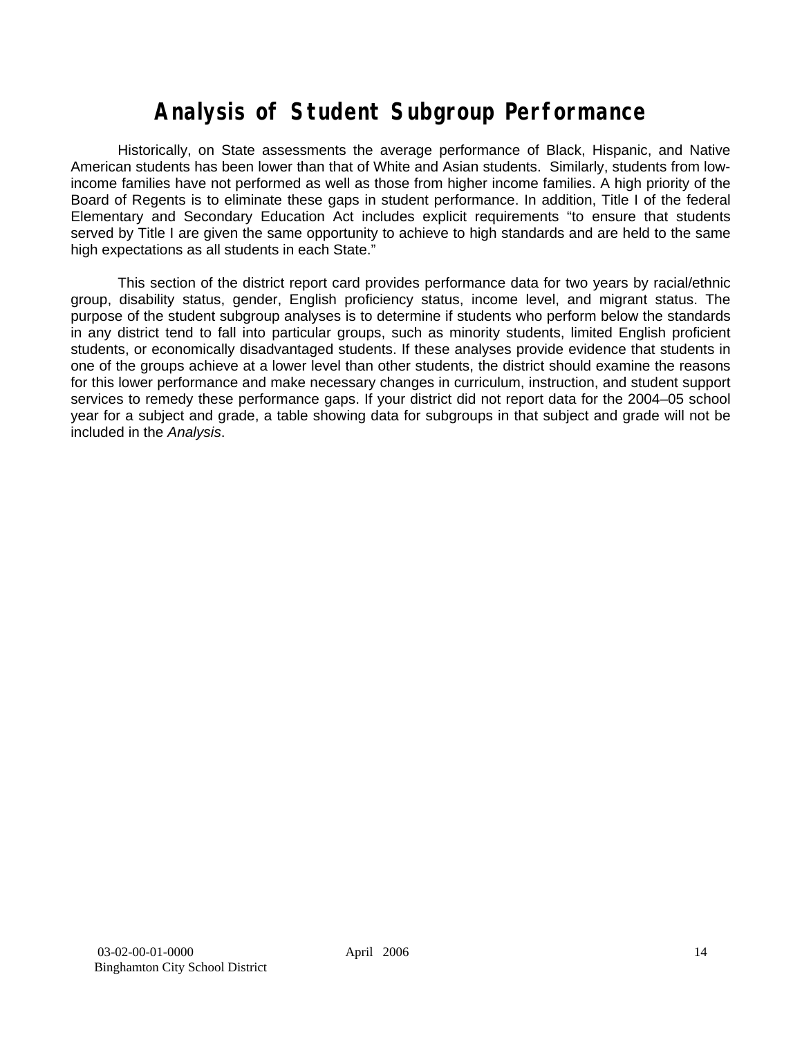# Analysis of Student Subgroup Performance

Historically, on State assessments the average performance of Black, Hispanic, and Native American students has been lower than that of White and Asian students. Similarly, students from low-income families have not performed as well as those from higher income families. A high priority of the Board of Regents is to eliminate these gaps in student performance. In addition, Title I of the federal Elementary and Secondary Education Act includes explicit requirements "to ensure that students served by Title I are given the same opportunity to achieve to high standards and are held to the same high expectations as all students in each State."

This section of the district report card provides performance data for two years by racial/ethnic group, disability status, gender, English proficiency status, income level, and migrant status. The purpose of the student subgroup analyses is to determine if students who perform below the standards in any district tend to fall into particular groups, such as minority students, limited English proficient students, or economically disadvantaged students. If these analyses provide evidence that students in one of the groups achieve at a lower level than other students, the district should examine the reasons for this lower performance and make necessary changes in curriculum, instruction, and student support services to remedy these performance gaps. If your district did not report data for the 2004–05 school year for a subject and grade, a table showing data for subgroups in that subject and grade will not be included in the *Analysis*.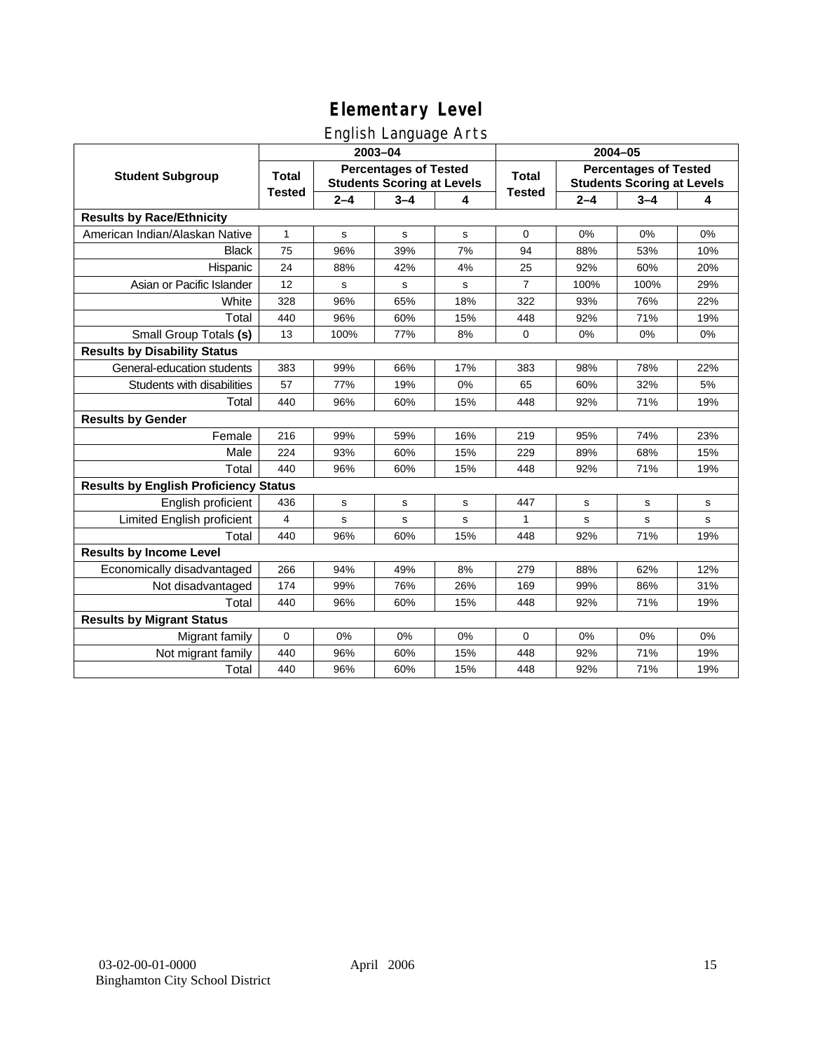# Elementary Level

## English Language Arts

| Student Subgroup | 2003–04 | | | | 2004–05 | | | |
|---|---|---|---|---|---|---|---|---|
| | Total Tested | Percentages of Tested Students Scoring at Levels | | | Total Tested | Percentages of Tested Students Scoring at Levels | | |
| | | 2–4 | 3–4 | 4 | | 2–4 | 3–4 | 4 |
| **Results by Race/Ethnicity** | | | | | | | | |
| American Indian/Alaskan Native | 1 | s | s | s | 0 | 0% | 0% | 0% |
| Black | 75 | 96% | 39% | 7% | 94 | 88% | 53% | 10% |
| Hispanic | 24 | 88% | 42% | 4% | 25 | 92% | 60% | 20% |
| Asian or Pacific Islander | 12 | s | s | s | 7 | 100% | 100% | 29% |
| White | 328 | 96% | 65% | 18% | 322 | 93% | 76% | 22% |
| Total | 440 | 96% | 60% | 15% | 448 | 92% | 71% | 19% |
| Small Group Totals **(s)** | 13 | 100% | 77% | 8% | 0 | 0% | 0% | 0% |
| **Results by Disability Status** | | | | | | | | |
| General-education students | 383 | 99% | 66% | 17% | 383 | 98% | 78% | 22% |
| Students with disabilities | 57 | 77% | 19% | 0% | 65 | 60% | 32% | 5% |
| Total | 440 | 96% | 60% | 15% | 448 | 92% | 71% | 19% |
| **Results by Gender** | | | | | | | | |
| Female | 216 | 99% | 59% | 16% | 219 | 95% | 74% | 23% |
| Male | 224 | 93% | 60% | 15% | 229 | 89% | 68% | 15% |
| Total | 440 | 96% | 60% | 15% | 448 | 92% | 71% | 19% |
| **Results by English Proficiency Status** | | | | | | | | |
| English proficient | 436 | s | s | s | 447 | s | s | s |
| Limited English proficient | 4 | s | s | s | 1 | s | s | s |
| Total | 440 | 96% | 60% | 15% | 448 | 92% | 71% | 19% |
| **Results by Income Level** | | | | | | | | |
| Economically disadvantaged | 266 | 94% | 49% | 8% | 279 | 88% | 62% | 12% |
| Not disadvantaged | 174 | 99% | 76% | 26% | 169 | 99% | 86% | 31% |
| Total | 440 | 96% | 60% | 15% | 448 | 92% | 71% | 19% |
| **Results by Migrant Status** | | | | | | | | |
| Migrant family | 0 | 0% | 0% | 0% | 0 | 0% | 0% | 0% |
| Not migrant family | 440 | 96% | 60% | 15% | 448 | 92% | 71% | 19% |
| Total | 440 | 96% | 60% | 15% | 448 | 92% | 71% | 19% |

03-02-00-01-0000
Binghamton City School District

April 2006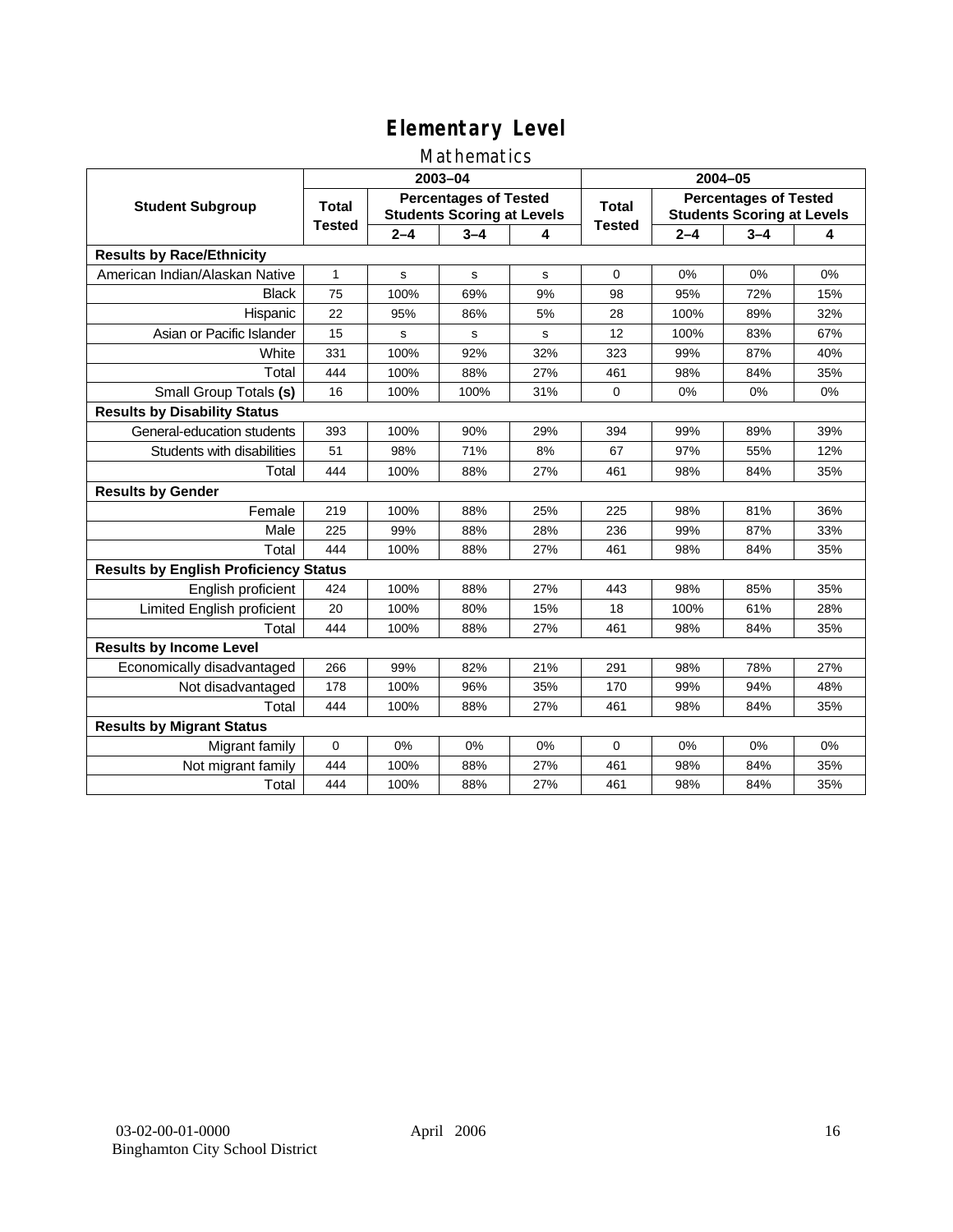# Elementary Level

## Mathematics

| Student Subgroup | 2003–04 | | | | 2004–05 | | | |
|---|---|---|---|---|---|---|---|---|
| | Total Tested | Percentages of Tested Students Scoring at Levels | | | Total Tested | Percentages of Tested Students Scoring at Levels | | |
| | | 2–4 | 3–4 | 4 | | 2–4 | 3–4 | 4 |
| **Results by Race/Ethnicity** | | | | | | | | |
| American Indian/Alaskan Native | 1 | s | s | s | 0 | 0% | 0% | 0% |
| Black | 75 | 100% | 69% | 9% | 98 | 95% | 72% | 15% |
| Hispanic | 22 | 95% | 86% | 5% | 28 | 100% | 89% | 32% |
| Asian or Pacific Islander | 15 | s | s | s | 12 | 100% | 83% | 67% |
| White | 331 | 100% | 92% | 32% | 323 | 99% | 87% | 40% |
| Total | 444 | 100% | 88% | 27% | 461 | 98% | 84% | 35% |
| Small Group Totals **(s)** | 16 | 100% | 100% | 31% | 0 | 0% | 0% | 0% |
| **Results by Disability Status** | | | | | | | | |
| General-education students | 393 | 100% | 90% | 29% | 394 | 99% | 89% | 39% |
| Students with disabilities | 51 | 98% | 71% | 8% | 67 | 97% | 55% | 12% |
| Total | 444 | 100% | 88% | 27% | 461 | 98% | 84% | 35% |
| **Results by Gender** | | | | | | | | |
| Female | 219 | 100% | 88% | 25% | 225 | 98% | 81% | 36% |
| Male | 225 | 99% | 88% | 28% | 236 | 99% | 87% | 33% |
| Total | 444 | 100% | 88% | 27% | 461 | 98% | 84% | 35% |
| **Results by English Proficiency Status** | | | | | | | | |
| English proficient | 424 | 100% | 88% | 27% | 443 | 98% | 85% | 35% |
| Limited English proficient | 20 | 100% | 80% | 15% | 18 | 100% | 61% | 28% |
| Total | 444 | 100% | 88% | 27% | 461 | 98% | 84% | 35% |
| **Results by Income Level** | | | | | | | | |
| Economically disadvantaged | 266 | 99% | 82% | 21% | 291 | 98% | 78% | 27% |
| Not disadvantaged | 178 | 100% | 96% | 35% | 170 | 99% | 94% | 48% |
| Total | 444 | 100% | 88% | 27% | 461 | 98% | 84% | 35% |
| **Results by Migrant Status** | | | | | | | | |
| Migrant family | 0 | 0% | 0% | 0% | 0 | 0% | 0% | 0% |
| Not migrant family | 444 | 100% | 88% | 27% | 461 | 98% | 84% | 35% |
| Total | 444 | 100% | 88% | 27% | 461 | 98% | 84% | 35% |

03-02-00-01-0000 April 2006
Binghamton City School District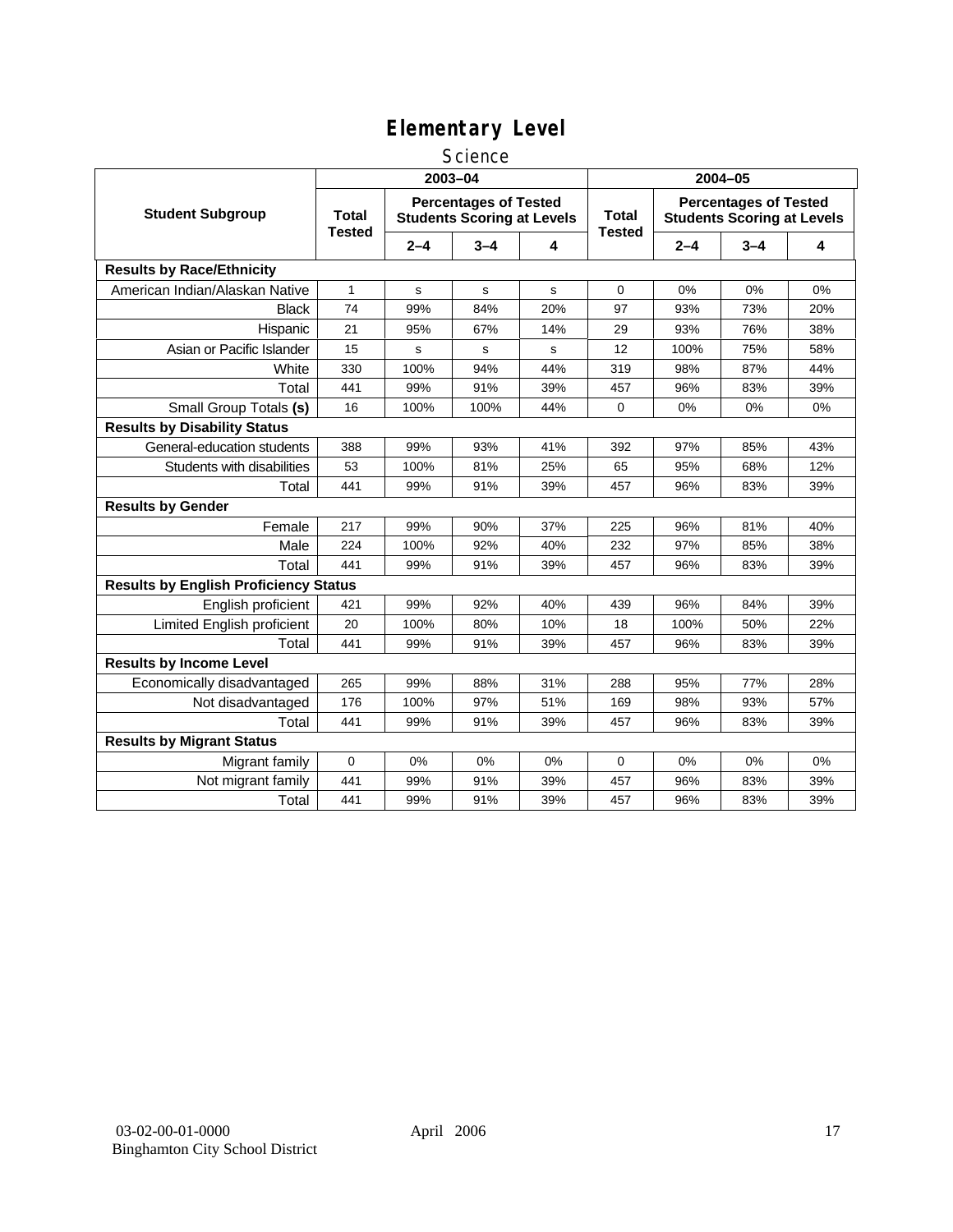# Elementary Level

## Science

| Student Subgroup | 2003–04 | | | | 2004–05 | | | |
|---|---|---|---|---|---|---|---|---|
| | Total Tested | Percentages of Tested Students Scoring at Levels | | | Total Tested | Percentages of Tested Students Scoring at Levels | | |
| | | 2–4 | 3–4 | 4 | | 2–4 | 3–4 | 4 |
| **Results by Race/Ethnicity** | | | | | | | | |
| American Indian/Alaskan Native | 1 | s | s | s | 0 | 0% | 0% | 0% |
| Black | 74 | 99% | 84% | 20% | 97 | 93% | 73% | 20% |
| Hispanic | 21 | 95% | 67% | 14% | 29 | 93% | 76% | 38% |
| Asian or Pacific Islander | 15 | s | s | s | 12 | 100% | 75% | 58% |
| White | 330 | 100% | 94% | 44% | 319 | 98% | 87% | 44% |
| Total | 441 | 99% | 91% | 39% | 457 | 96% | 83% | 39% |
| Small Group Totals **(s)** | 16 | 100% | 100% | 44% | 0 | 0% | 0% | 0% |
| **Results by Disability Status** | | | | | | | | |
| General-education students | 388 | 99% | 93% | 41% | 392 | 97% | 85% | 43% |
| Students with disabilities | 53 | 100% | 81% | 25% | 65 | 95% | 68% | 12% |
| Total | 441 | 99% | 91% | 39% | 457 | 96% | 83% | 39% |
| **Results by Gender** | | | | | | | | |
| Female | 217 | 99% | 90% | 37% | 225 | 96% | 81% | 40% |
| Male | 224 | 100% | 92% | 40% | 232 | 97% | 85% | 38% |
| Total | 441 | 99% | 91% | 39% | 457 | 96% | 83% | 39% |
| **Results by English Proficiency Status** | | | | | | | | |
| English proficient | 421 | 99% | 92% | 40% | 439 | 96% | 84% | 39% |
| Limited English proficient | 20 | 100% | 80% | 10% | 18 | 100% | 50% | 22% |
| Total | 441 | 99% | 91% | 39% | 457 | 96% | 83% | 39% |
| **Results by Income Level** | | | | | | | | |
| Economically disadvantaged | 265 | 99% | 88% | 31% | 288 | 95% | 77% | 28% |
| Not disadvantaged | 176 | 100% | 97% | 51% | 169 | 98% | 93% | 57% |
| Total | 441 | 99% | 91% | 39% | 457 | 96% | 83% | 39% |
| **Results by Migrant Status** | | | | | | | | |
| Migrant family | 0 | 0% | 0% | 0% | 0 | 0% | 0% | 0% |
| Not migrant family | 441 | 99% | 91% | 39% | 457 | 96% | 83% | 39% |
| Total | 441 | 99% | 91% | 39% | 457 | 96% | 83% | 39% |

03-02-00-01-0000 April 2006
Binghamton City School District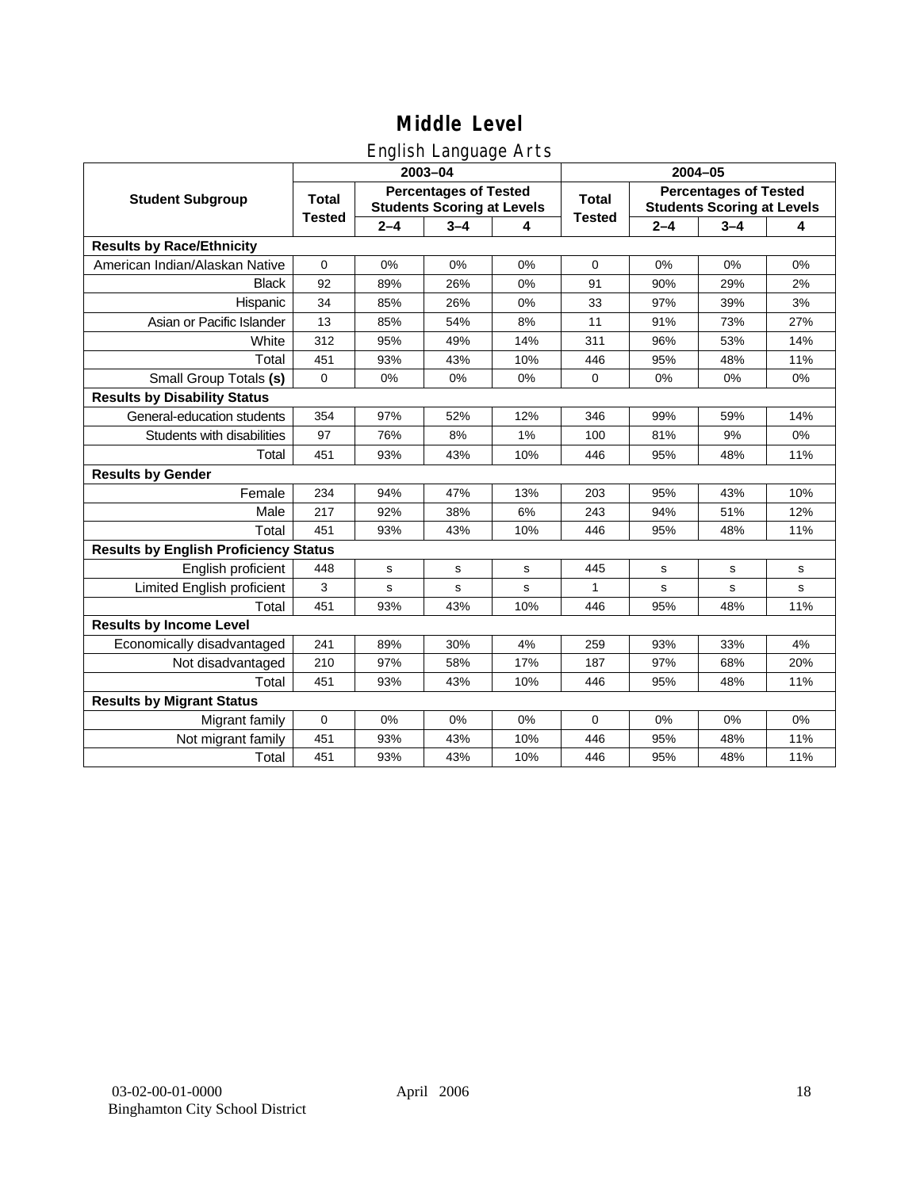# Middle Level

## English Language Arts

| Student Subgroup | 2003–04 | | | | 2004–05 | | | |
|---|---|---|---|---|---|---|---|---|
| | Total Tested | Percentages of Tested Students Scoring at Levels | | | Total Tested | Percentages of Tested Students Scoring at Levels | | |
| | | 2–4 | 3–4 | 4 | | 2–4 | 3–4 | 4 |
| **Results by Race/Ethnicity** | | | | | | | | |
| American Indian/Alaskan Native | 0 | 0% | 0% | 0% | 0 | 0% | 0% | 0% |
| Black | 92 | 89% | 26% | 0% | 91 | 90% | 29% | 2% |
| Hispanic | 34 | 85% | 26% | 0% | 33 | 97% | 39% | 3% |
| Asian or Pacific Islander | 13 | 85% | 54% | 8% | 11 | 91% | 73% | 27% |
| White | 312 | 95% | 49% | 14% | 311 | 96% | 53% | 14% |
| Total | 451 | 93% | 43% | 10% | 446 | 95% | 48% | 11% |
| Small Group Totals **(s)** | 0 | 0% | 0% | 0% | 0 | 0% | 0% | 0% |
| **Results by Disability Status** | | | | | | | | |
| General-education students | 354 | 97% | 52% | 12% | 346 | 99% | 59% | 14% |
| Students with disabilities | 97 | 76% | 8% | 1% | 100 | 81% | 9% | 0% |
| Total | 451 | 93% | 43% | 10% | 446 | 95% | 48% | 11% |
| **Results by Gender** | | | | | | | | |
| Female | 234 | 94% | 47% | 13% | 203 | 95% | 43% | 10% |
| Male | 217 | 92% | 38% | 6% | 243 | 94% | 51% | 12% |
| Total | 451 | 93% | 43% | 10% | 446 | 95% | 48% | 11% |
| **Results by English Proficiency Status** | | | | | | | | |
| English proficient | 448 | s | s | s | 445 | s | s | s |
| Limited English proficient | 3 | s | s | s | 1 | s | s | s |
| Total | 451 | 93% | 43% | 10% | 446 | 95% | 48% | 11% |
| **Results by Income Level** | | | | | | | | |
| Economically disadvantaged | 241 | 89% | 30% | 4% | 259 | 93% | 33% | 4% |
| Not disadvantaged | 210 | 97% | 58% | 17% | 187 | 97% | 68% | 20% |
| Total | 451 | 93% | 43% | 10% | 446 | 95% | 48% | 11% |
| **Results by Migrant Status** | | | | | | | | |
| Migrant family | 0 | 0% | 0% | 0% | 0 | 0% | 0% | 0% |
| Not migrant family | 451 | 93% | 43% | 10% | 446 | 95% | 48% | 11% |
| Total | 451 | 93% | 43% | 10% | 446 | 95% | 48% | 11% |

03-02-00-01-0000
Binghamton City School District

April 2006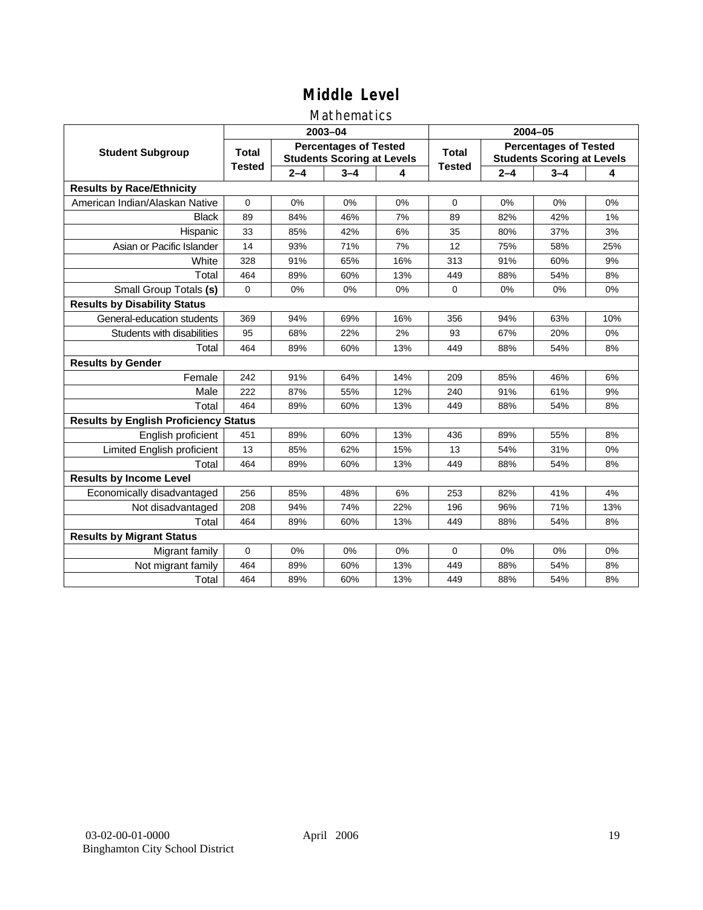# Middle Level

## Mathematics

| Student Subgroup | 2003–04 | | | | 2004–05 | | | |
|---|---|---|---|---|---|---|---|---|
| | Total Tested | Percentages of Tested Students Scoring at Levels | | | Total Tested | Percentages of Tested Students Scoring at Levels | | |
| | | 2–4 | 3–4 | 4 | | 2–4 | 3–4 | 4 |
| **Results by Race/Ethnicity** | | | | | | | | |
| American Indian/Alaskan Native | 0 | 0% | 0% | 0% | 0 | 0% | 0% | 0% |
| Black | 89 | 84% | 46% | 7% | 89 | 82% | 42% | 1% |
| Hispanic | 33 | 85% | 42% | 6% | 35 | 80% | 37% | 3% |
| Asian or Pacific Islander | 14 | 93% | 71% | 7% | 12 | 75% | 58% | 25% |
| White | 328 | 91% | 65% | 16% | 313 | 91% | 60% | 9% |
| Total | 464 | 89% | 60% | 13% | 449 | 88% | 54% | 8% |
| Small Group Totals **(s)** | 0 | 0% | 0% | 0% | 0 | 0% | 0% | 0% |
| **Results by Disability Status** | | | | | | | | |
| General-education students | 369 | 94% | 69% | 16% | 356 | 94% | 63% | 10% |
| Students with disabilities | 95 | 68% | 22% | 2% | 93 | 67% | 20% | 0% |
| Total | 464 | 89% | 60% | 13% | 449 | 88% | 54% | 8% |
| **Results by Gender** | | | | | | | | |
| Female | 242 | 91% | 64% | 14% | 209 | 85% | 46% | 6% |
| Male | 222 | 87% | 55% | 12% | 240 | 91% | 61% | 9% |
| Total | 464 | 89% | 60% | 13% | 449 | 88% | 54% | 8% |
| **Results by English Proficiency Status** | | | | | | | | |
| English proficient | 451 | 89% | 60% | 13% | 436 | 89% | 55% | 8% |
| Limited English proficient | 13 | 85% | 62% | 15% | 13 | 54% | 31% | 0% |
| Total | 464 | 89% | 60% | 13% | 449 | 88% | 54% | 8% |
| **Results by Income Level** | | | | | | | | |
| Economically disadvantaged | 256 | 85% | 48% | 6% | 253 | 82% | 41% | 4% |
| Not disadvantaged | 208 | 94% | 74% | 22% | 196 | 96% | 71% | 13% |
| Total | 464 | 89% | 60% | 13% | 449 | 88% | 54% | 8% |
| **Results by Migrant Status** | | | | | | | | |
| Migrant family | 0 | 0% | 0% | 0% | 0 | 0% | 0% | 0% |
| Not migrant family | 464 | 89% | 60% | 13% | 449 | 88% | 54% | 8% |
| Total | 464 | 89% | 60% | 13% | 449 | 88% | 54% | 8% |

03-02-00-01-0000
Binghamton City School District

April 2006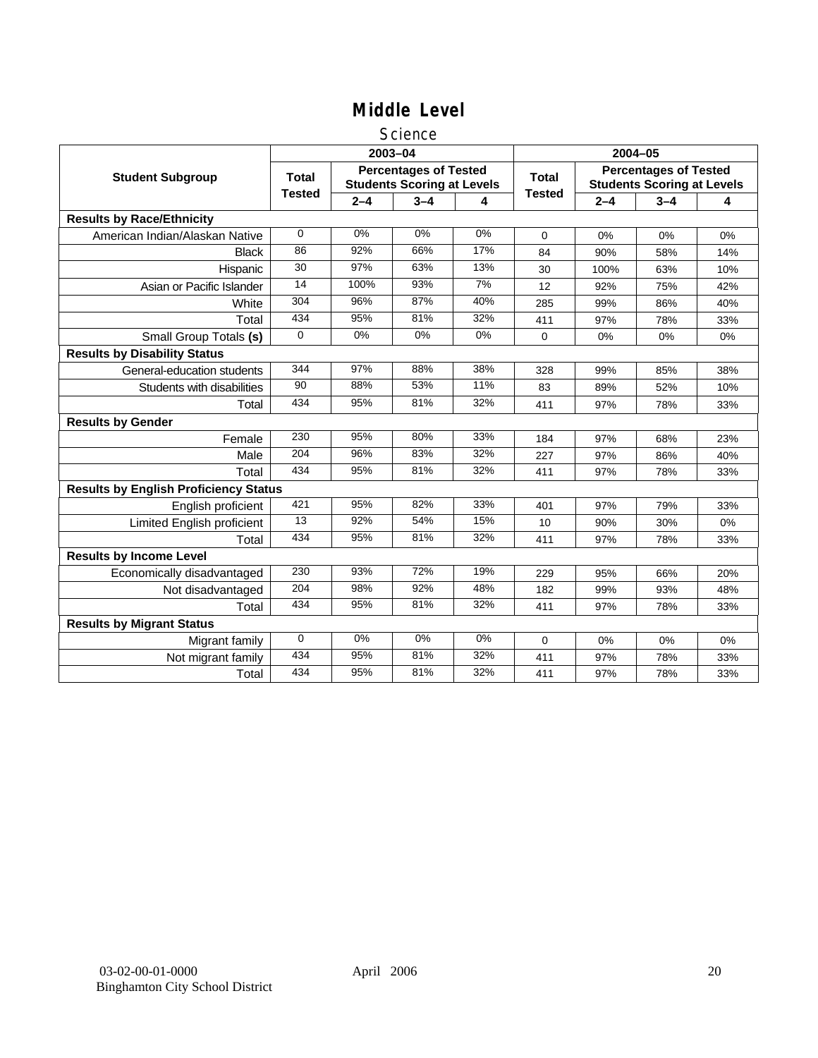## Middle Level

### Science

| Student Subgroup | 2003–04 | | | | 2004–05 | | | |
|---|---|---|---|---|---|---|---|---|
| | Total Tested | Percentages of Tested Students Scoring at Levels | | | Total Tested | Percentages of Tested Students Scoring at Levels | | |
| | | 2–4 | 3–4 | 4 | | 2–4 | 3–4 | 4 |
| **Results by Race/Ethnicity** | | | | | | | | |
| American Indian/Alaskan Native | 0 | 0% | 0% | 0% | 0 | 0% | 0% | 0% |
| Black | 86 | 92% | 66% | 17% | 84 | 90% | 58% | 14% |
| Hispanic | 30 | 97% | 63% | 13% | 30 | 100% | 63% | 10% |
| Asian or Pacific Islander | 14 | 100% | 93% | 7% | 12 | 92% | 75% | 42% |
| White | 304 | 96% | 87% | 40% | 285 | 99% | 86% | 40% |
| Total | 434 | 95% | 81% | 32% | 411 | 97% | 78% | 33% |
| Small Group Totals **(s)** | 0 | 0% | 0% | 0% | 0 | 0% | 0% | 0% |
| **Results by Disability Status** | | | | | | | | |
| General-education students | 344 | 97% | 88% | 38% | 328 | 99% | 85% | 38% |
| Students with disabilities | 90 | 88% | 53% | 11% | 83 | 89% | 52% | 10% |
| Total | 434 | 95% | 81% | 32% | 411 | 97% | 78% | 33% |
| **Results by Gender** | | | | | | | | |
| Female | 230 | 95% | 80% | 33% | 184 | 97% | 68% | 23% |
| Male | 204 | 96% | 83% | 32% | 227 | 97% | 86% | 40% |
| Total | 434 | 95% | 81% | 32% | 411 | 97% | 78% | 33% |
| **Results by English Proficiency Status** | | | | | | | | |
| English proficient | 421 | 95% | 82% | 33% | 401 | 97% | 79% | 33% |
| Limited English proficient | 13 | 92% | 54% | 15% | 10 | 90% | 30% | 0% |
| Total | 434 | 95% | 81% | 32% | 411 | 97% | 78% | 33% |
| **Results by Income Level** | | | | | | | | |
| Economically disadvantaged | 230 | 93% | 72% | 19% | 229 | 95% | 66% | 20% |
| Not disadvantaged | 204 | 98% | 92% | 48% | 182 | 99% | 93% | 48% |
| Total | 434 | 95% | 81% | 32% | 411 | 97% | 78% | 33% |
| **Results by Migrant Status** | | | | | | | | |
| Migrant family | 0 | 0% | 0% | 0% | 0 | 0% | 0% | 0% |
| Not migrant family | 434 | 95% | 81% | 32% | 411 | 97% | 78% | 33% |
| Total | 434 | 95% | 81% | 32% | 411 | 97% | 78% | 33% |

03-02-00-01-0000 April 2006
Binghamton City School District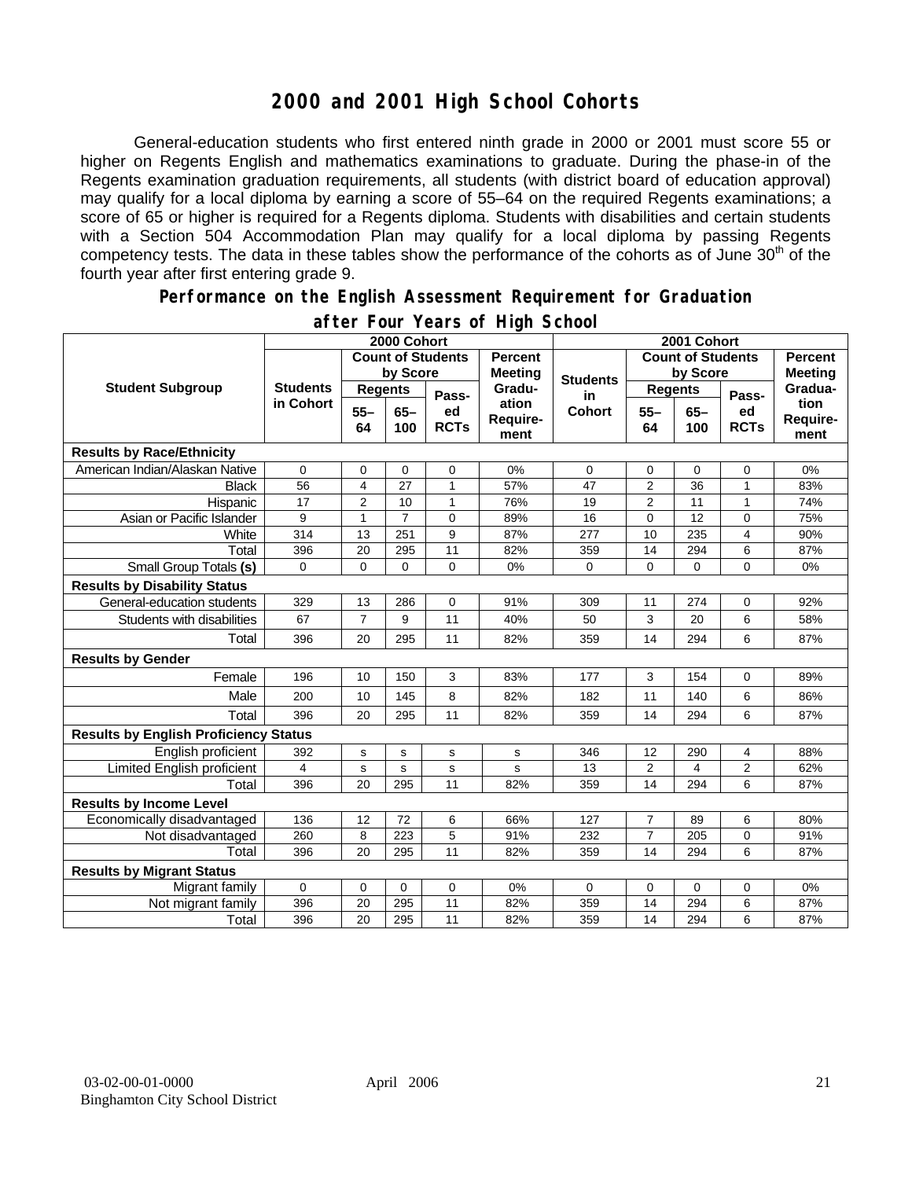# 2000 and 2001 High School Cohorts

General-education students who first entered ninth grade in 2000 or 2001 must score 55 or higher on Regents English and mathematics examinations to graduate. During the phase-in of the Regents examination graduation requirements, all students (with district board of education approval) may qualify for a local diploma by earning a score of 55–64 on the required Regents examinations; a score of 65 or higher is required for a Regents diploma. Students with disabilities and certain students with a Section 504 Accommodation Plan may qualify for a local diploma by passing Regents competency tests. The data in these tables show the performance of the cohorts as of June 30th of the fourth year after first entering grade 9.

## Performance on the English Assessment Requirement for Graduation after Four Years of High School

| Student Subgroup | 2000 Cohort | | | | | 2001 Cohort | | | | |
|---|---|---|---|---|---|---|---|---|---|---|
| | Students in Cohort | Count of Students by Score | | | Percent Meeting Graduation Requirement | Students in Cohort | Count of Students by Score | | | Percent Meeting Graduation Requirement |
| | | Regents 55–64 | Regents 65–100 | Passed RCTs | | | Regents 55–64 | Regents 65–100 | Passed RCTs | |
| **Results by Race/Ethnicity** | | | | | | | | | | |
| American Indian/Alaskan Native | 0 | 0 | 0 | 0 | 0% | 0 | 0 | 0 | 0 | 0% |
| Black | 56 | 4 | 27 | 1 | 57% | 47 | 2 | 36 | 1 | 83% |
| Hispanic | 17 | 2 | 10 | 1 | 76% | 19 | 2 | 11 | 1 | 74% |
| Asian or Pacific Islander | 9 | 1 | 7 | 0 | 89% | 16 | 0 | 12 | 0 | 75% |
| White | 314 | 13 | 251 | 9 | 87% | 277 | 10 | 235 | 4 | 90% |
| Total | 396 | 20 | 295 | 11 | 82% | 359 | 14 | 294 | 6 | 87% |
| Small Group Totals **(s)** | 0 | 0 | 0 | 0 | 0% | 0 | 0 | 0 | 0 | 0% |
| **Results by Disability Status** | | | | | | | | | | |
| General-education students | 329 | 13 | 286 | 0 | 91% | 309 | 11 | 274 | 0 | 92% |
| Students with disabilities | 67 | 7 | 9 | 11 | 40% | 50 | 3 | 20 | 6 | 58% |
| Total | 396 | 20 | 295 | 11 | 82% | 359 | 14 | 294 | 6 | 87% |
| **Results by Gender** | | | | | | | | | | |
| Female | 196 | 10 | 150 | 3 | 83% | 177 | 3 | 154 | 0 | 89% |
| Male | 200 | 10 | 145 | 8 | 82% | 182 | 11 | 140 | 6 | 86% |
| Total | 396 | 20 | 295 | 11 | 82% | 359 | 14 | 294 | 6 | 87% |
| **Results by English Proficiency Status** | | | | | | | | | | |
| English proficient | 392 | s | s | s | s | 346 | 12 | 290 | 4 | 88% |
| Limited English proficient | 4 | s | s | s | s | 13 | 2 | 4 | 2 | 62% |
| Total | 396 | 20 | 295 | 11 | 82% | 359 | 14 | 294 | 6 | 87% |
| **Results by Income Level** | | | | | | | | | | |
| Economically disadvantaged | 136 | 12 | 72 | 6 | 66% | 127 | 7 | 89 | 6 | 80% |
| Not disadvantaged | 260 | 8 | 223 | 5 | 91% | 232 | 7 | 205 | 0 | 91% |
| Total | 396 | 20 | 295 | 11 | 82% | 359 | 14 | 294 | 6 | 87% |
| **Results by Migrant Status** | | | | | | | | | | |
| Migrant family | 0 | 0 | 0 | 0 | 0% | 0 | 0 | 0 | 0 | 0% |
| Not migrant family | 396 | 20 | 295 | 11 | 82% | 359 | 14 | 294 | 6 | 87% |
| Total | 396 | 20 | 295 | 11 | 82% | 359 | 14 | 294 | 6 | 87% |

03-02-00-01-0000 April 2006
Binghamton City School District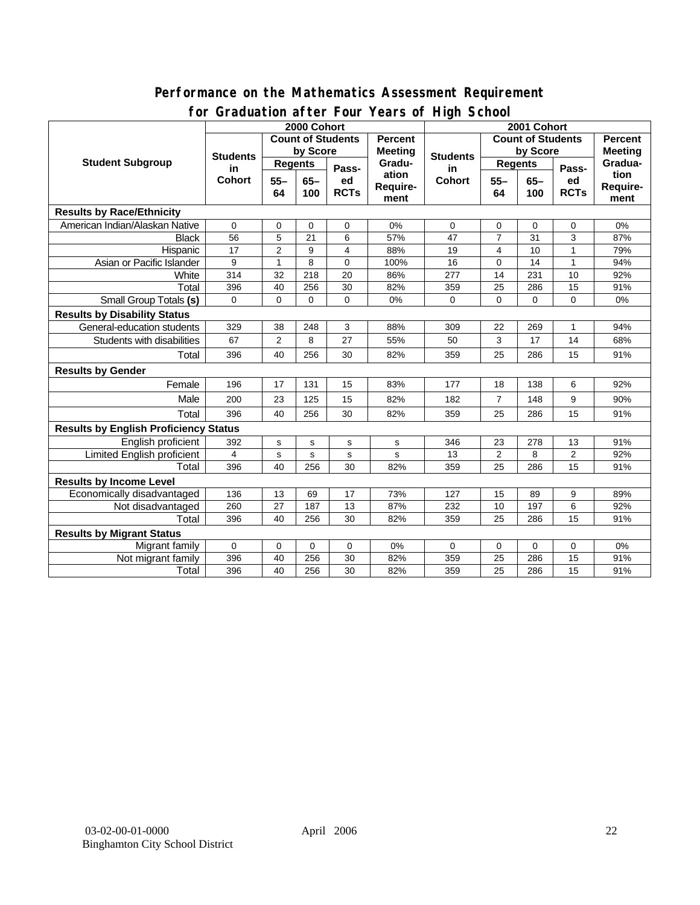## Performance on the Mathematics Assessment Requirement for Graduation after Four Years of High School

| Student Subgroup | 2000 Cohort | | | | | 2001 Cohort | | | | |
|---|---|---|---|---|---|---|---|---|---|---|
| | Students in Cohort | Count of Students by Score | | | Percent Meeting Graduation Requirement | Students in Cohort | Count of Students by Score | | | Percent Meeting Graduation Requirement |
| | | Regents | | Passed RCTs | | | Regents | | Passed RCTs | |
| | | 55–64 | 65–100 | | | | 55–64 | 65–100 | | |
| **Results by Race/Ethnicity** | | | | | | | | | | |
| American Indian/Alaskan Native | 0 | 0 | 0 | 0 | 0% | 0 | 0 | 0 | 0 | 0% |
| Black | 56 | 5 | 21 | 6 | 57% | 47 | 7 | 31 | 3 | 87% |
| Hispanic | 17 | 2 | 9 | 4 | 88% | 19 | 4 | 10 | 1 | 79% |
| Asian or Pacific Islander | 9 | 1 | 8 | 0 | 100% | 16 | 0 | 14 | 1 | 94% |
| White | 314 | 32 | 218 | 20 | 86% | 277 | 14 | 231 | 10 | 92% |
| Total | 396 | 40 | 256 | 30 | 82% | 359 | 25 | 286 | 15 | 91% |
| Small Group Totals **(s)** | 0 | 0 | 0 | 0 | 0% | 0 | 0 | 0 | 0 | 0% |
| **Results by Disability Status** | | | | | | | | | | |
| General-education students | 329 | 38 | 248 | 3 | 88% | 309 | 22 | 269 | 1 | 94% |
| Students with disabilities | 67 | 2 | 8 | 27 | 55% | 50 | 3 | 17 | 14 | 68% |
| Total | 396 | 40 | 256 | 30 | 82% | 359 | 25 | 286 | 15 | 91% |
| **Results by Gender** | | | | | | | | | | |
| Female | 196 | 17 | 131 | 15 | 83% | 177 | 18 | 138 | 6 | 92% |
| Male | 200 | 23 | 125 | 15 | 82% | 182 | 7 | 148 | 9 | 90% |
| Total | 396 | 40 | 256 | 30 | 82% | 359 | 25 | 286 | 15 | 91% |
| **Results by English Proficiency Status** | | | | | | | | | | |
| English proficient | 392 | s | s | s | s | 346 | 23 | 278 | 13 | 91% |
| Limited English proficient | 4 | s | s | s | s | 13 | 2 | 8 | 2 | 92% |
| Total | 396 | 40 | 256 | 30 | 82% | 359 | 25 | 286 | 15 | 91% |
| **Results by Income Level** | | | | | | | | | | |
| Economically disadvantaged | 136 | 13 | 69 | 17 | 73% | 127 | 15 | 89 | 9 | 89% |
| Not disadvantaged | 260 | 27 | 187 | 13 | 87% | 232 | 10 | 197 | 6 | 92% |
| Total | 396 | 40 | 256 | 30 | 82% | 359 | 25 | 286 | 15 | 91% |
| **Results by Migrant Status** | | | | | | | | | | |
| Migrant family | 0 | 0 | 0 | 0 | 0% | 0 | 0 | 0 | 0 | 0% |
| Not migrant family | 396 | 40 | 256 | 30 | 82% | 359 | 25 | 286 | 15 | 91% |
| Total | 396 | 40 | 256 | 30 | 82% | 359 | 25 | 286 | 15 | 91% |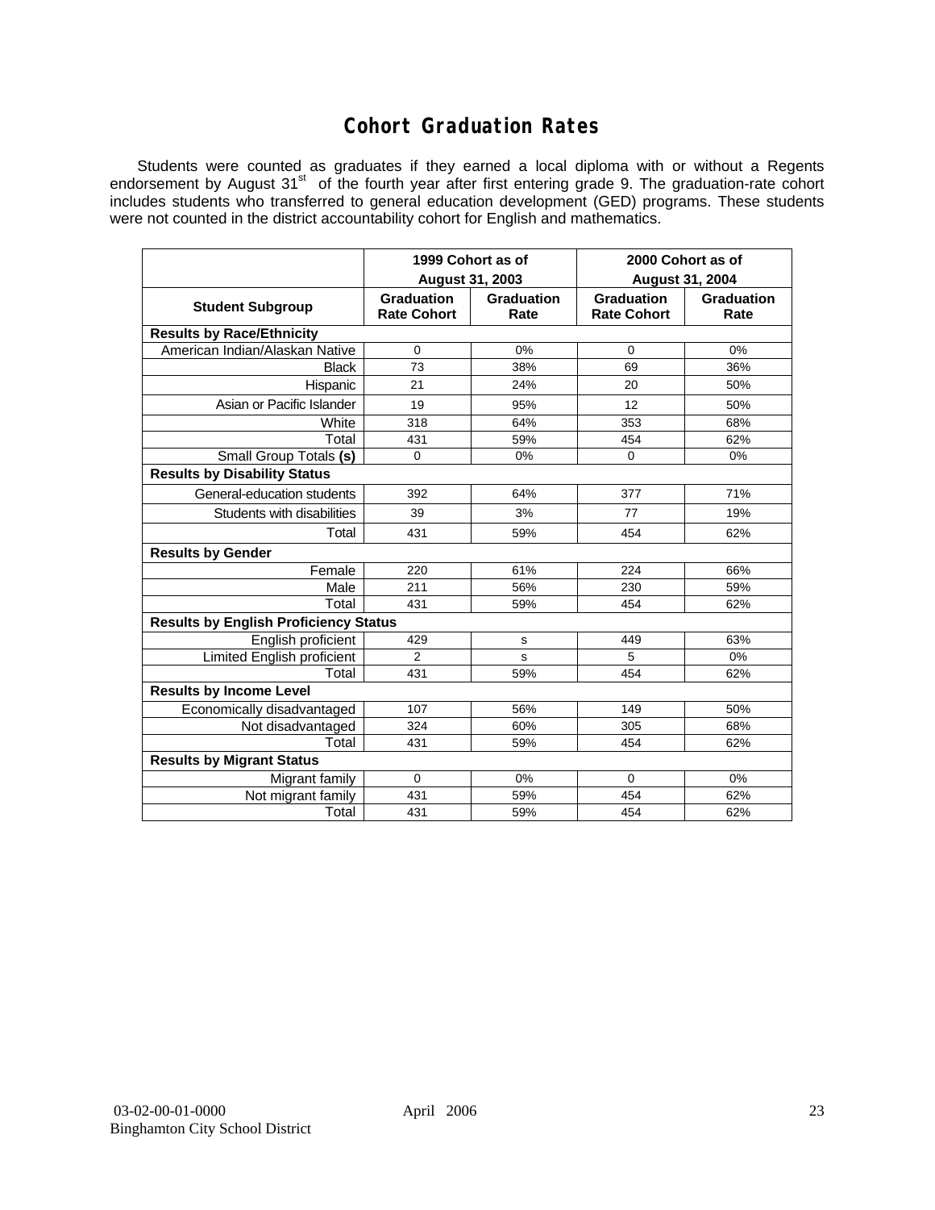# Cohort Graduation Rates

Students were counted as graduates if they earned a local diploma with or without a Regents endorsement by August 31st of the fourth year after first entering grade 9. The graduation-rate cohort includes students who transferred to general education development (GED) programs. These students were not counted in the district accountability cohort for English and mathematics.

| Student Subgroup | 1999 Cohort as of August 31, 2003 | | 2000 Cohort as of August 31, 2004 | |
|---|---|---|---|---|
| | Graduation Rate Cohort | Graduation Rate | Graduation Rate Cohort | Graduation Rate |
| **Results by Race/Ethnicity** | | | | |
| American Indian/Alaskan Native | 0 | 0% | 0 | 0% |
| Black | 73 | 38% | 69 | 36% |
| Hispanic | 21 | 24% | 20 | 50% |
| Asian or Pacific Islander | 19 | 95% | 12 | 50% |
| White | 318 | 64% | 353 | 68% |
| Total | 431 | 59% | 454 | 62% |
| Small Group Totals **(s)** | 0 | 0% | 0 | 0% |
| **Results by Disability Status** | | | | |
| General-education students | 392 | 64% | 377 | 71% |
| Students with disabilities | 39 | 3% | 77 | 19% |
| Total | 431 | 59% | 454 | 62% |
| **Results by Gender** | | | | |
| Female | 220 | 61% | 224 | 66% |
| Male | 211 | 56% | 230 | 59% |
| Total | 431 | 59% | 454 | 62% |
| **Results by English Proficiency Status** | | | | |
| English proficient | 429 | s | 449 | 63% |
| Limited English proficient | 2 | s | 5 | 0% |
| Total | 431 | 59% | 454 | 62% |
| **Results by Income Level** | | | | |
| Economically disadvantaged | 107 | 56% | 149 | 50% |
| Not disadvantaged | 324 | 60% | 305 | 68% |
| Total | 431 | 59% | 454 | 62% |
| **Results by Migrant Status** | | | | |
| Migrant family | 0 | 0% | 0 | 0% |
| Not migrant family | 431 | 59% | 454 | 62% |
| Total | 431 | 59% | 454 | 62% |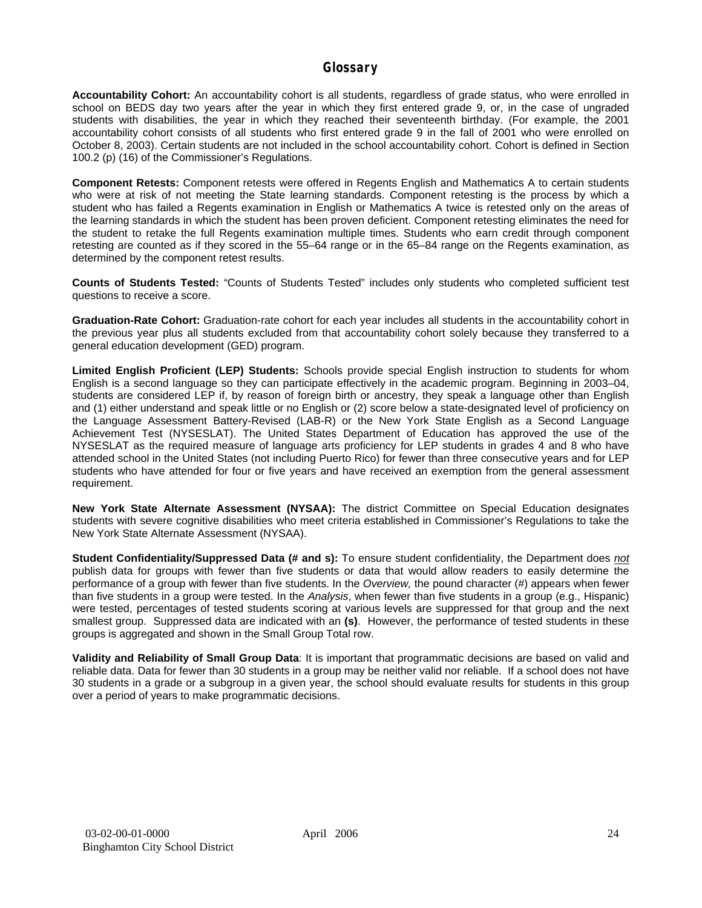# Glossary

**Accountability Cohort:** An accountability cohort is all students, regardless of grade status, who were enrolled in school on BEDS day two years after the year in which they first entered grade 9, or, in the case of ungraded students with disabilities, the year in which they reached their seventeenth birthday. (For example, the 2001 accountability cohort consists of all students who first entered grade 9 in the fall of 2001 who were enrolled on October 8, 2003). Certain students are not included in the school accountability cohort. Cohort is defined in Section 100.2 (p) (16) of the Commissioner's Regulations.

**Component Retests:** Component retests were offered in Regents English and Mathematics A to certain students who were at risk of not meeting the State learning standards. Component retesting is the process by which a student who has failed a Regents examination in English or Mathematics A twice is retested only on the areas of the learning standards in which the student has been proven deficient. Component retesting eliminates the need for the student to retake the full Regents examination multiple times. Students who earn credit through component retesting are counted as if they scored in the 55–64 range or in the 65–84 range on the Regents examination, as determined by the component retest results.

**Counts of Students Tested:** "Counts of Students Tested" includes only students who completed sufficient test questions to receive a score.

**Graduation-Rate Cohort:** Graduation-rate cohort for each year includes all students in the accountability cohort in the previous year plus all students excluded from that accountability cohort solely because they transferred to a general education development (GED) program.

**Limited English Proficient (LEP) Students:** Schools provide special English instruction to students for whom English is a second language so they can participate effectively in the academic program. Beginning in 2003–04, students are considered LEP if, by reason of foreign birth or ancestry, they speak a language other than English and (1) either understand and speak little or no English or (2) score below a state-designated level of proficiency on the Language Assessment Battery-Revised (LAB-R) or the New York State English as a Second Language Achievement Test (NYSESLAT). The United States Department of Education has approved the use of the NYSESLAT as the required measure of language arts proficiency for LEP students in grades 4 and 8 who have attended school in the United States (not including Puerto Rico) for fewer than three consecutive years and for LEP students who have attended for four or five years and have received an exemption from the general assessment requirement.

**New York State Alternate Assessment (NYSAA):** The district Committee on Special Education designates students with severe cognitive disabilities who meet criteria established in Commissioner's Regulations to take the New York State Alternate Assessment (NYSAA).

**Student Confidentiality/Suppressed Data (# and s):** To ensure student confidentiality, the Department does *not* publish data for groups with fewer than five students or data that would allow readers to easily determine the performance of a group with fewer than five students. In the *Overview,* the pound character (#) appears when fewer than five students in a group were tested. In the *Analysis*, when fewer than five students in a group (e.g., Hispanic) were tested, percentages of tested students scoring at various levels are suppressed for that group and the next smallest group. Suppressed data are indicated with an **(s)**. However, the performance of tested students in these groups is aggregated and shown in the Small Group Total row.

**Validity and Reliability of Small Group Data**: It is important that programmatic decisions are based on valid and reliable data. Data for fewer than 30 students in a group may be neither valid nor reliable. If a school does not have 30 students in a grade or a subgroup in a given year, the school should evaluate results for students in this group over a period of years to make programmatic decisions.

03-02-00-01-0000 April 2006
Binghamton City School District